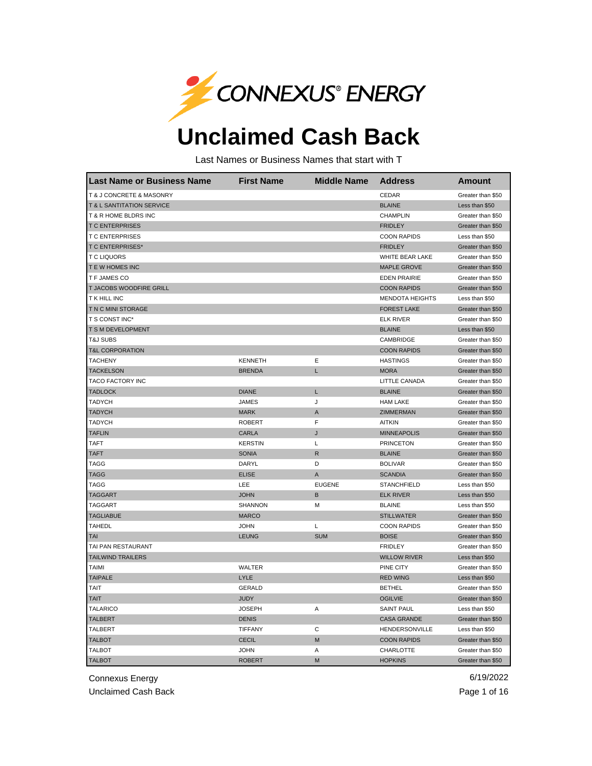CONNEXUS® ENERGY

# Unclaimed Cash Back

Last Names or Business Names that start with T

| Last Name or Business Name | First Name | Middle Name | Address | Amount |
|---|---|---|---|---|
| T & J CONCRETE & MASONRY | | | CEDAR | Greater than $50 |
| T & L SANTITATION SERVICE | | | BLAINE | Less than $50 |
| T & R HOME BLDRS INC | | | CHAMPLIN | Greater than $50 |
| T C ENTERPRISES | | | FRIDLEY | Greater than $50 |
| T C ENTERPRISES | | | COON RAPIDS | Less than $50 |
| T C ENTERPRISES* | | | FRIDLEY | Greater than $50 |
| T C LIQUORS | | | WHITE BEAR LAKE | Greater than $50 |
| T E W HOMES INC | | | MAPLE GROVE | Greater than $50 |
| T F JAMES CO | | | EDEN PRAIRIE | Greater than $50 |
| T JACOBS WOODFIRE GRILL | | | COON RAPIDS | Greater than $50 |
| T K HILL INC | | | MENDOTA HEIGHTS | Less than $50 |
| T N C MINI STORAGE | | | FOREST LAKE | Greater than $50 |
| T S CONST INC* | | | ELK RIVER | Greater than $50 |
| T S M DEVELOPMENT | | | BLAINE | Less than $50 |
| T&J SUBS | | | CAMBRIDGE | Greater than $50 |
| T&L CORPORATION | | | COON RAPIDS | Greater than $50 |
| TACHENY | KENNETH | E | HASTINGS | Greater than $50 |
| TACKELSON | BRENDA | L | MORA | Greater than $50 |
| TACO FACTORY INC | | | LITTLE CANADA | Greater than $50 |
| TADLOCK | DIANE | L | BLAINE | Greater than $50 |
| TADYCH | JAMES | J | HAM LAKE | Greater than $50 |
| TADYCH | MARK | A | ZIMMERMAN | Greater than $50 |
| TADYCH | ROBERT | F | AITKIN | Greater than $50 |
| TAFLIN | CARLA | J | MINNEAPOLIS | Greater than $50 |
| TAFT | KERSTIN | L | PRINCETON | Greater than $50 |
| TAFT | SONIA | R | BLAINE | Greater than $50 |
| TAGG | DARYL | D | BOLIVAR | Greater than $50 |
| TAGG | ELISE | A | SCANDIA | Greater than $50 |
| TAGG | LEE | EUGENE | STANCHFIELD | Less than $50 |
| TAGGART | JOHN | B | ELK RIVER | Less than $50 |
| TAGGART | SHANNON | M | BLAINE | Less than $50 |
| TAGLIABUE | MARCO | | STILLWATER | Greater than $50 |
| TAHEDL | JOHN | L | COON RAPIDS | Greater than $50 |
| TAI | LEUNG | SUM | BOISE | Greater than $50 |
| TAI PAN RESTAURANT | | | FRIDLEY | Greater than $50 |
| TAILWIND TRAILERS | | | WILLOW RIVER | Less than $50 |
| TAIMI | WALTER | | PINE CITY | Greater than $50 |
| TAIPALE | LYLE | | RED WING | Less than $50 |
| TAIT | GERALD | | BETHEL | Greater than $50 |
| TAIT | JUDY | | OGILVIE | Greater than $50 |
| TALARICO | JOSEPH | A | SAINT PAUL | Less than $50 |
| TALBERT | DENIS | | CASA GRANDE | Greater than $50 |
| TALBERT | TIFFANY | C | HENDERSONVILLE | Less than $50 |
| TALBOT | CECIL | M | COON RAPIDS | Greater than $50 |
| TALBOT | JOHN | A | CHARLOTTE | Greater than $50 |
| TALBOT | ROBERT | M | HOPKINS | Greater than $50 |

Connexus Energy
Unclaimed Cash Back

6/19/2022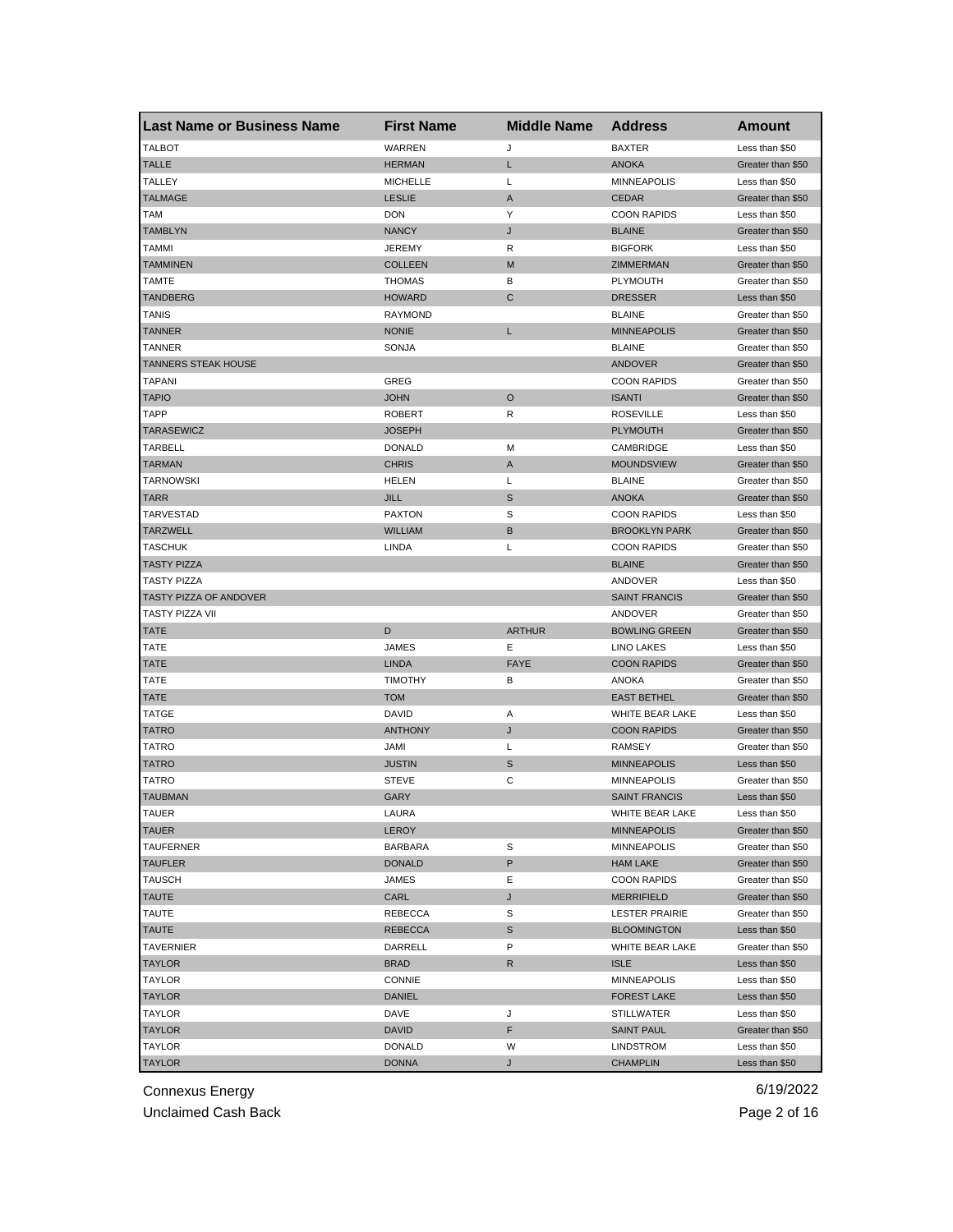| Last Name or Business Name | First Name | Middle Name | Address | Amount |
|---|---|---|---|---|
| TALBOT | WARREN | J | BAXTER | Less than $50 |
| TALLE | HERMAN | L | ANOKA | Greater than $50 |
| TALLEY | MICHELLE | L | MINNEAPOLIS | Less than $50 |
| TALMAGE | LESLIE | A | CEDAR | Greater than $50 |
| TAM | DON | Y | COON RAPIDS | Less than $50 |
| TAMBLYN | NANCY | J | BLAINE | Greater than $50 |
| TAMMI | JEREMY | R | BIGFORK | Less than $50 |
| TAMMINEN | COLLEEN | M | ZIMMERMAN | Greater than $50 |
| TAMTE | THOMAS | B | PLYMOUTH | Greater than $50 |
| TANDBERG | HOWARD | C | DRESSER | Less than $50 |
| TANIS | RAYMOND | | BLAINE | Greater than $50 |
| TANNER | NONIE | L | MINNEAPOLIS | Greater than $50 |
| TANNER | SONJA | | BLAINE | Greater than $50 |
| TANNERS STEAK HOUSE | | | ANDOVER | Greater than $50 |
| TAPANI | GREG | | COON RAPIDS | Greater than $50 |
| TAPIO | JOHN | O | ISANTI | Greater than $50 |
| TAPP | ROBERT | R | ROSEVILLE | Less than $50 |
| TARASEWICZ | JOSEPH | | PLYMOUTH | Greater than $50 |
| TARBELL | DONALD | M | CAMBRIDGE | Less than $50 |
| TARMAN | CHRIS | A | MOUNDSVIEW | Greater than $50 |
| TARNOWSKI | HELEN | L | BLAINE | Greater than $50 |
| TARR | JILL | S | ANOKA | Greater than $50 |
| TARVESTAD | PAXTON | S | COON RAPIDS | Less than $50 |
| TARZWELL | WILLIAM | B | BROOKLYN PARK | Greater than $50 |
| TASCHUK | LINDA | L | COON RAPIDS | Greater than $50 |
| TASTY PIZZA | | | BLAINE | Greater than $50 |
| TASTY PIZZA | | | ANDOVER | Less than $50 |
| TASTY PIZZA OF ANDOVER | | | SAINT FRANCIS | Greater than $50 |
| TASTY PIZZA VII | | | ANDOVER | Greater than $50 |
| TATE | D | ARTHUR | BOWLING GREEN | Greater than $50 |
| TATE | JAMES | E | LINO LAKES | Less than $50 |
| TATE | LINDA | FAYE | COON RAPIDS | Greater than $50 |
| TATE | TIMOTHY | B | ANOKA | Greater than $50 |
| TATE | TOM | | EAST BETHEL | Greater than $50 |
| TATGE | DAVID | A | WHITE BEAR LAKE | Less than $50 |
| TATRO | ANTHONY | J | COON RAPIDS | Greater than $50 |
| TATRO | JAMI | L | RAMSEY | Greater than $50 |
| TATRO | JUSTIN | S | MINNEAPOLIS | Less than $50 |
| TATRO | STEVE | C | MINNEAPOLIS | Greater than $50 |
| TAUBMAN | GARY | | SAINT FRANCIS | Less than $50 |
| TAUER | LAURA | | WHITE BEAR LAKE | Less than $50 |
| TAUER | LEROY | | MINNEAPOLIS | Greater than $50 |
| TAUFERNER | BARBARA | S | MINNEAPOLIS | Greater than $50 |
| TAUFLER | DONALD | P | HAM LAKE | Greater than $50 |
| TAUSCH | JAMES | E | COON RAPIDS | Greater than $50 |
| TAUTE | CARL | J | MERRIFIELD | Greater than $50 |
| TAUTE | REBECCA | S | LESTER PRAIRIE | Greater than $50 |
| TAUTE | REBECCA | S | BLOOMINGTON | Less than $50 |
| TAVERNIER | DARRELL | P | WHITE BEAR LAKE | Greater than $50 |
| TAYLOR | BRAD | R | ISLE | Less than $50 |
| TAYLOR | CONNIE | | MINNEAPOLIS | Less than $50 |
| TAYLOR | DANIEL | | FOREST LAKE | Less than $50 |
| TAYLOR | DAVE | J | STILLWATER | Less than $50 |
| TAYLOR | DAVID | F | SAINT PAUL | Greater than $50 |
| TAYLOR | DONALD | W | LINDSTROM | Less than $50 |
| TAYLOR | DONNA | J | CHAMPLIN | Less than $50 |

Connexus Energy
Unclaimed Cash Back
6/19/2022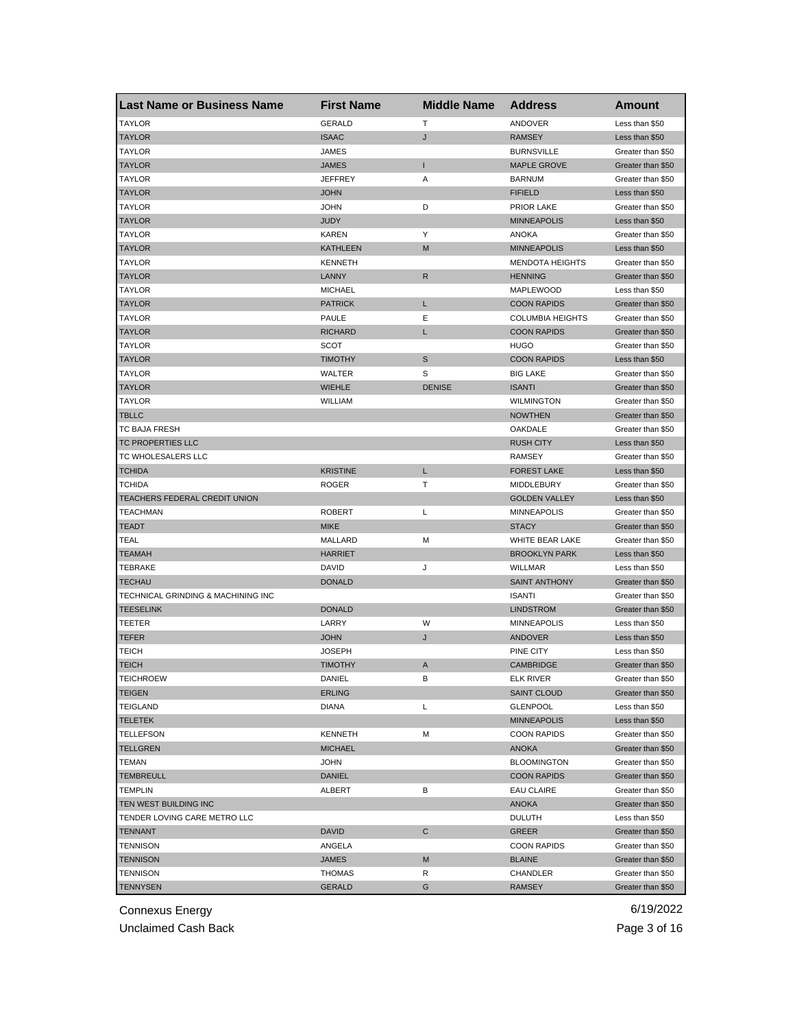| Last Name or Business Name | First Name | Middle Name | Address | Amount |
|---|---|---|---|---|
| TAYLOR | GERALD | T | ANDOVER | Less than $50 |
| TAYLOR | ISAAC | J | RAMSEY | Less than $50 |
| TAYLOR | JAMES | | BURNSVILLE | Greater than $50 |
| TAYLOR | JAMES | I | MAPLE GROVE | Greater than $50 |
| TAYLOR | JEFFREY | A | BARNUM | Greater than $50 |
| TAYLOR | JOHN | | FIFIELD | Less than $50 |
| TAYLOR | JOHN | D | PRIOR LAKE | Greater than $50 |
| TAYLOR | JUDY | | MINNEAPOLIS | Less than $50 |
| TAYLOR | KAREN | Y | ANOKA | Greater than $50 |
| TAYLOR | KATHLEEN | M | MINNEAPOLIS | Less than $50 |
| TAYLOR | KENNETH | | MENDOTA HEIGHTS | Greater than $50 |
| TAYLOR | LANNY | R | HENNING | Greater than $50 |
| TAYLOR | MICHAEL | | MAPLEWOOD | Less than $50 |
| TAYLOR | PATRICK | L | COON RAPIDS | Greater than $50 |
| TAYLOR | PAULE | E | COLUMBIA HEIGHTS | Greater than $50 |
| TAYLOR | RICHARD | L | COON RAPIDS | Greater than $50 |
| TAYLOR | SCOT | | HUGO | Greater than $50 |
| TAYLOR | TIMOTHY | S | COON RAPIDS | Less than $50 |
| TAYLOR | WALTER | S | BIG LAKE | Greater than $50 |
| TAYLOR | WIEHLE | DENISE | ISANTI | Greater than $50 |
| TAYLOR | WILLIAM | | WILMINGTON | Greater than $50 |
| TBLLC | | | NOWTHEN | Greater than $50 |
| TC BAJA FRESH | | | OAKDALE | Greater than $50 |
| TC PROPERTIES LLC | | | RUSH CITY | Less than $50 |
| TC WHOLESALERS LLC | | | RAMSEY | Greater than $50 |
| TCHIDA | KRISTINE | L | FOREST LAKE | Less than $50 |
| TCHIDA | ROGER | T | MIDDLEBURY | Greater than $50 |
| TEACHERS FEDERAL CREDIT UNION | | | GOLDEN VALLEY | Less than $50 |
| TEACHMAN | ROBERT | L | MINNEAPOLIS | Greater than $50 |
| TEADT | MIKE | | STACY | Greater than $50 |
| TEAL | MALLARD | M | WHITE BEAR LAKE | Greater than $50 |
| TEAMAH | HARRIET | | BROOKLYN PARK | Less than $50 |
| TEBRAKE | DAVID | J | WILLMAR | Less than $50 |
| TECHAU | DONALD | | SAINT ANTHONY | Greater than $50 |
| TECHNICAL GRINDING & MACHINING INC | | | ISANTI | Greater than $50 |
| TEESELINK | DONALD | | LINDSTROM | Greater than $50 |
| TEETER | LARRY | W | MINNEAPOLIS | Less than $50 |
| TEFER | JOHN | J | ANDOVER | Less than $50 |
| TEICH | JOSEPH | | PINE CITY | Less than $50 |
| TEICH | TIMOTHY | A | CAMBRIDGE | Greater than $50 |
| TEICHROEW | DANIEL | B | ELK RIVER | Greater than $50 |
| TEIGEN | ERLING | | SAINT CLOUD | Greater than $50 |
| TEIGLAND | DIANA | L | GLENPOOL | Less than $50 |
| TELETEK | | | MINNEAPOLIS | Less than $50 |
| TELLEFSON | KENNETH | M | COON RAPIDS | Greater than $50 |
| TELLGREN | MICHAEL | | ANOKA | Greater than $50 |
| TEMAN | JOHN | | BLOOMINGTON | Greater than $50 |
| TEMBREULL | DANIEL | | COON RAPIDS | Greater than $50 |
| TEMPLIN | ALBERT | B | EAU CLAIRE | Greater than $50 |
| TEN WEST BUILDING INC | | | ANOKA | Greater than $50 |
| TENDER LOVING CARE METRO LLC | | | DULUTH | Less than $50 |
| TENNANT | DAVID | C | GREER | Greater than $50 |
| TENNISON | ANGELA | | COON RAPIDS | Greater than $50 |
| TENNISON | JAMES | M | BLAINE | Greater than $50 |
| TENNISON | THOMAS | R | CHANDLER | Greater than $50 |
| TENNYSEN | GERALD | G | RAMSEY | Greater than $50 |

Connexus Energy
Unclaimed Cash Back

6/19/2022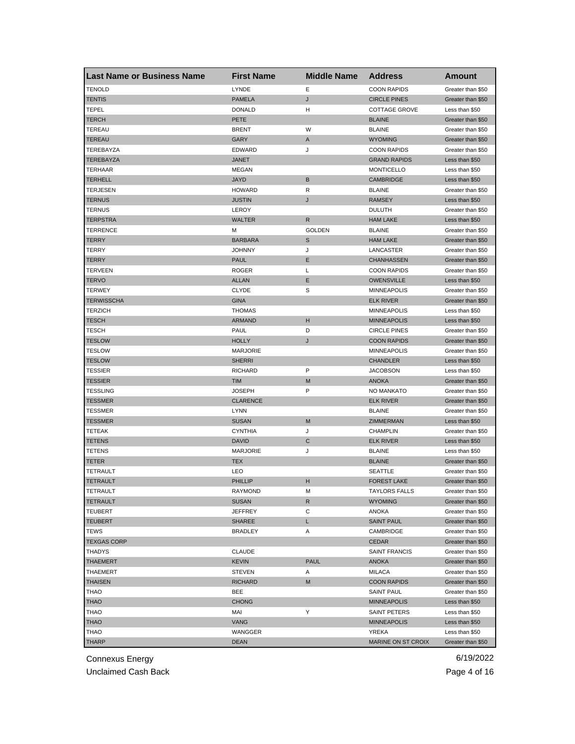| Last Name or Business Name | First Name | Middle Name | Address | Amount |
|---|---|---|---|---|
| TENOLD | LYNDE | E | COON RAPIDS | Greater than $50 |
| TENTIS | PAMELA | J | CIRCLE PINES | Greater than $50 |
| TEPEL | DONALD | H | COTTAGE GROVE | Less than $50 |
| TERCH | PETE | | BLAINE | Greater than $50 |
| TEREAU | BRENT | W | BLAINE | Greater than $50 |
| TEREAU | GARY | A | WYOMING | Greater than $50 |
| TEREBAYZA | EDWARD | J | COON RAPIDS | Greater than $50 |
| TEREBAYZA | JANET | | GRAND RAPIDS | Less than $50 |
| TERHAAR | MEGAN | | MONTICELLO | Less than $50 |
| TERHELL | JAYD | B | CAMBRIDGE | Less than $50 |
| TERJESEN | HOWARD | R | BLAINE | Greater than $50 |
| TERNUS | JUSTIN | J | RAMSEY | Less than $50 |
| TERNUS | LEROY | | DULUTH | Greater than $50 |
| TERPSTRA | WALTER | R | HAM LAKE | Less than $50 |
| TERRENCE | M | GOLDEN | BLAINE | Greater than $50 |
| TERRY | BARBARA | S | HAM LAKE | Greater than $50 |
| TERRY | JOHNNY | J | LANCASTER | Greater than $50 |
| TERRY | PAUL | E | CHANHASSEN | Greater than $50 |
| TERVEEN | ROGER | L | COON RAPIDS | Greater than $50 |
| TERVO | ALLAN | E | OWENSVILLE | Less than $50 |
| TERWEY | CLYDE | S | MINNEAPOLIS | Greater than $50 |
| TERWISSCHA | GINA | | ELK RIVER | Greater than $50 |
| TERZICH | THOMAS | | MINNEAPOLIS | Less than $50 |
| TESCH | ARMAND | H | MINNEAPOLIS | Less than $50 |
| TESCH | PAUL | D | CIRCLE PINES | Greater than $50 |
| TESLOW | HOLLY | J | COON RAPIDS | Greater than $50 |
| TESLOW | MARJORIE | | MINNEAPOLIS | Greater than $50 |
| TESLOW | SHERRI | | CHANDLER | Less than $50 |
| TESSIER | RICHARD | P | JACOBSON | Less than $50 |
| TESSIER | TIM | M | ANOKA | Greater than $50 |
| TESSLING | JOSEPH | P | NO MANKATO | Greater than $50 |
| TESSMER | CLARENCE | | ELK RIVER | Greater than $50 |
| TESSMER | LYNN | | BLAINE | Greater than $50 |
| TESSMER | SUSAN | M | ZIMMERMAN | Less than $50 |
| TETEAK | CYNTHIA | J | CHAMPLIN | Greater than $50 |
| TETENS | DAVID | C | ELK RIVER | Less than $50 |
| TETENS | MARJORIE | J | BLAINE | Less than $50 |
| TETER | TEX | | BLAINE | Greater than $50 |
| TETRAULT | LEO | | SEATTLE | Greater than $50 |
| TETRAULT | PHILLIP | H | FOREST LAKE | Greater than $50 |
| TETRAULT | RAYMOND | M | TAYLORS FALLS | Greater than $50 |
| TETRAULT | SUSAN | R | WYOMING | Greater than $50 |
| TEUBERT | JEFFREY | C | ANOKA | Greater than $50 |
| TEUBERT | SHAREE | L | SAINT PAUL | Greater than $50 |
| TEWS | BRADLEY | A | CAMBRIDGE | Greater than $50 |
| TEXGAS CORP | | | CEDAR | Greater than $50 |
| THADYS | CLAUDE | | SAINT FRANCIS | Greater than $50 |
| THAEMERT | KEVIN | PAUL | ANOKA | Greater than $50 |
| THAEMERT | STEVEN | A | MILACA | Greater than $50 |
| THAISEN | RICHARD | M | COON RAPIDS | Greater than $50 |
| THAO | BEE | | SAINT PAUL | Greater than $50 |
| THAO | CHONG | | MINNEAPOLIS | Less than $50 |
| THAO | MAI | Y | SAINT PETERS | Less than $50 |
| THAO | VANG | | MINNEAPOLIS | Less than $50 |
| THAO | WANGGER | | YREKA | Less than $50 |
| THARP | DEAN | | MARINE ON ST CROIX | Greater than $50 |

Connexus Energy 6/19/2022

Unclaimed Cash Back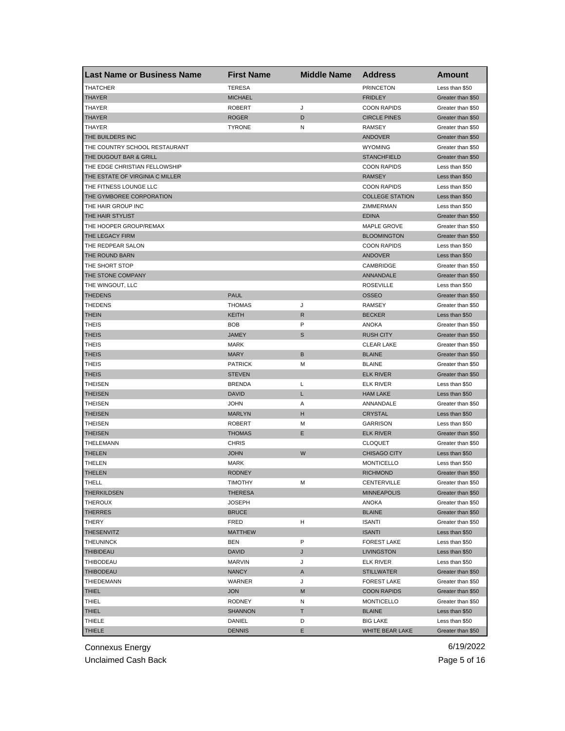| Last Name or Business Name | First Name | Middle Name | Address | Amount |
|---|---|---|---|---|
| THATCHER | TERESA | | PRINCETON | Less than $50 |
| THAYER | MICHAEL | | FRIDLEY | Greater than $50 |
| THAYER | ROBERT | J | COON RAPIDS | Greater than $50 |
| THAYER | ROGER | D | CIRCLE PINES | Greater than $50 |
| THAYER | TYRONE | N | RAMSEY | Greater than $50 |
| THE BUILDERS INC | | | ANDOVER | Greater than $50 |
| THE COUNTRY SCHOOL RESTAURANT | | | WYOMING | Greater than $50 |
| THE DUGOUT BAR & GRILL | | | STANCHFIELD | Greater than $50 |
| THE EDGE CHRISTIAN FELLOWSHIP | | | COON RAPIDS | Less than $50 |
| THE ESTATE OF VIRGINIA C MILLER | | | RAMSEY | Less than $50 |
| THE FITNESS LOUNGE LLC | | | COON RAPIDS | Less than $50 |
| THE GYMBOREE CORPORATION | | | COLLEGE STATION | Less than $50 |
| THE HAIR GROUP INC | | | ZIMMERMAN | Less than $50 |
| THE HAIR STYLIST | | | EDINA | Greater than $50 |
| THE HOOPER GROUP/REMAX | | | MAPLE GROVE | Greater than $50 |
| THE LEGACY FIRM | | | BLOOMINGTON | Greater than $50 |
| THE REDPEAR SALON | | | COON RAPIDS | Less than $50 |
| THE ROUND BARN | | | ANDOVER | Less than $50 |
| THE SHORT STOP | | | CAMBRIDGE | Greater than $50 |
| THE STONE COMPANY | | | ANNANDALE | Greater than $50 |
| THE WINGOUT, LLC | | | ROSEVILLE | Less than $50 |
| THEDENS | PAUL | | OSSEO | Greater than $50 |
| THEDENS | THOMAS | J | RAMSEY | Greater than $50 |
| THEIN | KEITH | R | BECKER | Less than $50 |
| THEIS | BOB | P | ANOKA | Greater than $50 |
| THEIS | JAMEY | S | RUSH CITY | Greater than $50 |
| THEIS | MARK | | CLEAR LAKE | Greater than $50 |
| THEIS | MARY | B | BLAINE | Greater than $50 |
| THEIS | PATRICK | M | BLAINE | Greater than $50 |
| THEIS | STEVEN | | ELK RIVER | Greater than $50 |
| THEISEN | BRENDA | L | ELK RIVER | Less than $50 |
| THEISEN | DAVID | L | HAM LAKE | Less than $50 |
| THEISEN | JOHN | A | ANNANDALE | Greater than $50 |
| THEISEN | MARLYN | H | CRYSTAL | Less than $50 |
| THEISEN | ROBERT | M | GARRISON | Less than $50 |
| THEISEN | THOMAS | E | ELK RIVER | Greater than $50 |
| THELEMANN | CHRIS | | CLOQUET | Greater than $50 |
| THELEN | JOHN | W | CHISAGO CITY | Less than $50 |
| THELEN | MARK | | MONTICELLO | Less than $50 |
| THELEN | RODNEY | | RICHMOND | Greater than $50 |
| THELL | TIMOTHY | M | CENTERVILLE | Greater than $50 |
| THERKILDSEN | THERESA | | MINNEAPOLIS | Greater than $50 |
| THEROUX | JOSEPH | | ANOKA | Greater than $50 |
| THERRES | BRUCE | | BLAINE | Greater than $50 |
| THERY | FRED | H | ISANTI | Greater than $50 |
| THESENVITZ | MATTHEW | | ISANTI | Less than $50 |
| THEUNINCK | BEN | P | FOREST LAKE | Less than $50 |
| THIBIDEAU | DAVID | J | LIVINGSTON | Less than $50 |
| THIBODEAU | MARVIN | J | ELK RIVER | Less than $50 |
| THIBODEAU | NANCY | A | STILLWATER | Greater than $50 |
| THIEDEMANN | WARNER | J | FOREST LAKE | Greater than $50 |
| THIEL | JON | M | COON RAPIDS | Greater than $50 |
| THIEL | RODNEY | N | MONTICELLO | Greater than $50 |
| THIEL | SHANNON | T | BLAINE | Less than $50 |
| THIELE | DANIEL | D | BIG LAKE | Less than $50 |
| THIELE | DENNIS | E | WHITE BEAR LAKE | Greater than $50 |

Connexus Energy
Unclaimed Cash Back

6/19/2022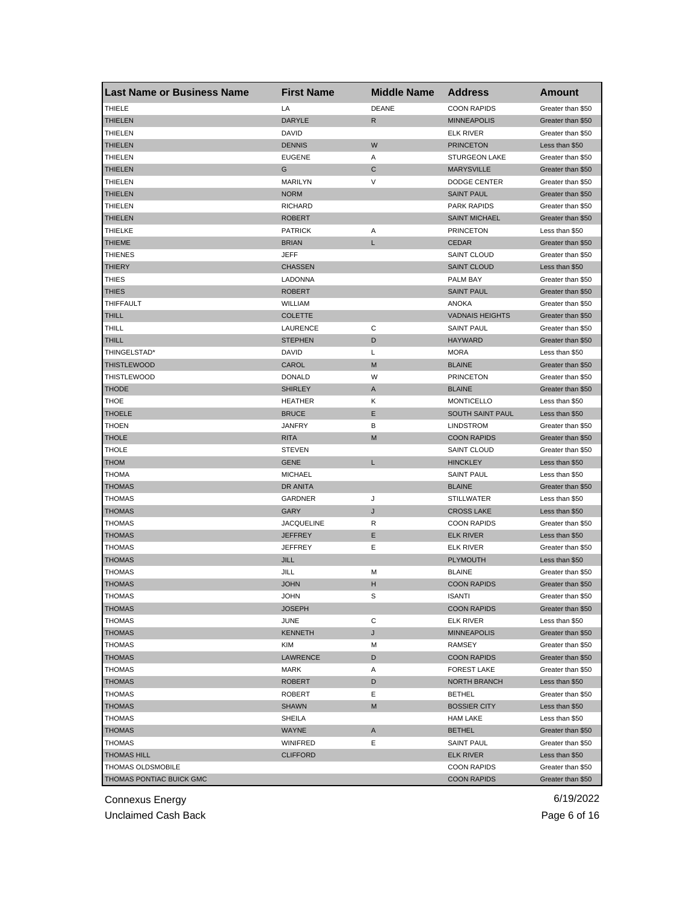| Last Name or Business Name | First Name | Middle Name | Address | Amount |
| --- | --- | --- | --- | --- |
| THIELE | LA | DEANE | COON RAPIDS | Greater than $50 |
| THIELEN | DARYLE | R | MINNEAPOLIS | Greater than $50 |
| THIELEN | DAVID | | ELK RIVER | Greater than $50 |
| THIELEN | DENNIS | W | PRINCETON | Less than $50 |
| THIELEN | EUGENE | A | STURGEON LAKE | Greater than $50 |
| THIELEN | G | C | MARYSVILLE | Greater than $50 |
| THIELEN | MARILYN | V | DODGE CENTER | Greater than $50 |
| THIELEN | NORM | | SAINT PAUL | Greater than $50 |
| THIELEN | RICHARD | | PARK RAPIDS | Greater than $50 |
| THIELEN | ROBERT | | SAINT MICHAEL | Greater than $50 |
| THIELKE | PATRICK | A | PRINCETON | Less than $50 |
| THIEME | BRIAN | L | CEDAR | Greater than $50 |
| THIENES | JEFF | | SAINT CLOUD | Greater than $50 |
| THIERY | CHASSEN | | SAINT CLOUD | Less than $50 |
| THIES | LADONNA | | PALM BAY | Greater than $50 |
| THIES | ROBERT | | SAINT PAUL | Greater than $50 |
| THIFFAULT | WILLIAM | | ANOKA | Greater than $50 |
| THILL | COLETTE | | VADNAIS HEIGHTS | Greater than $50 |
| THILL | LAURENCE | C | SAINT PAUL | Greater than $50 |
| THILL | STEPHEN | D | HAYWARD | Greater than $50 |
| THINGELSTAD* | DAVID | L | MORA | Less than $50 |
| THISTLEWOOD | CAROL | M | BLAINE | Greater than $50 |
| THISTLEWOOD | DONALD | W | PRINCETON | Greater than $50 |
| THODE | SHIRLEY | A | BLAINE | Greater than $50 |
| THOE | HEATHER | K | MONTICELLO | Less than $50 |
| THOELE | BRUCE | E | SOUTH SAINT PAUL | Less than $50 |
| THOEN | JANFRY | B | LINDSTROM | Greater than $50 |
| THOLE | RITA | M | COON RAPIDS | Greater than $50 |
| THOLE | STEVEN | | SAINT CLOUD | Greater than $50 |
| THOM | GENE | L | HINCKLEY | Less than $50 |
| THOMA | MICHAEL | | SAINT PAUL | Less than $50 |
| THOMAS | DR ANITA | | BLAINE | Greater than $50 |
| THOMAS | GARDNER | J | STILLWATER | Less than $50 |
| THOMAS | GARY | J | CROSS LAKE | Less than $50 |
| THOMAS | JACQUELINE | R | COON RAPIDS | Greater than $50 |
| THOMAS | JEFFREY | E | ELK RIVER | Less than $50 |
| THOMAS | JEFFREY | E | ELK RIVER | Greater than $50 |
| THOMAS | JILL | | PLYMOUTH | Less than $50 |
| THOMAS | JILL | M | BLAINE | Greater than $50 |
| THOMAS | JOHN | H | COON RAPIDS | Greater than $50 |
| THOMAS | JOHN | S | ISANTI | Greater than $50 |
| THOMAS | JOSEPH | | COON RAPIDS | Greater than $50 |
| THOMAS | JUNE | C | ELK RIVER | Less than $50 |
| THOMAS | KENNETH | J | MINNEAPOLIS | Greater than $50 |
| THOMAS | KIM | M | RAMSEY | Greater than $50 |
| THOMAS | LAWRENCE | D | COON RAPIDS | Greater than $50 |
| THOMAS | MARK | A | FOREST LAKE | Greater than $50 |
| THOMAS | ROBERT | D | NORTH BRANCH | Less than $50 |
| THOMAS | ROBERT | E | BETHEL | Greater than $50 |
| THOMAS | SHAWN | M | BOSSIER CITY | Less than $50 |
| THOMAS | SHEILA | | HAM LAKE | Less than $50 |
| THOMAS | WAYNE | A | BETHEL | Greater than $50 |
| THOMAS | WINIFRED | E | SAINT PAUL | Greater than $50 |
| THOMAS HILL | CLIFFORD | | ELK RIVER | Less than $50 |
| THOMAS OLDSMOBILE | | | COON RAPIDS | Greater than $50 |
| THOMAS PONTIAC BUICK GMC | | | COON RAPIDS | Greater than $50 |

Connexus Energy 6/19/2022

Unclaimed Cash Back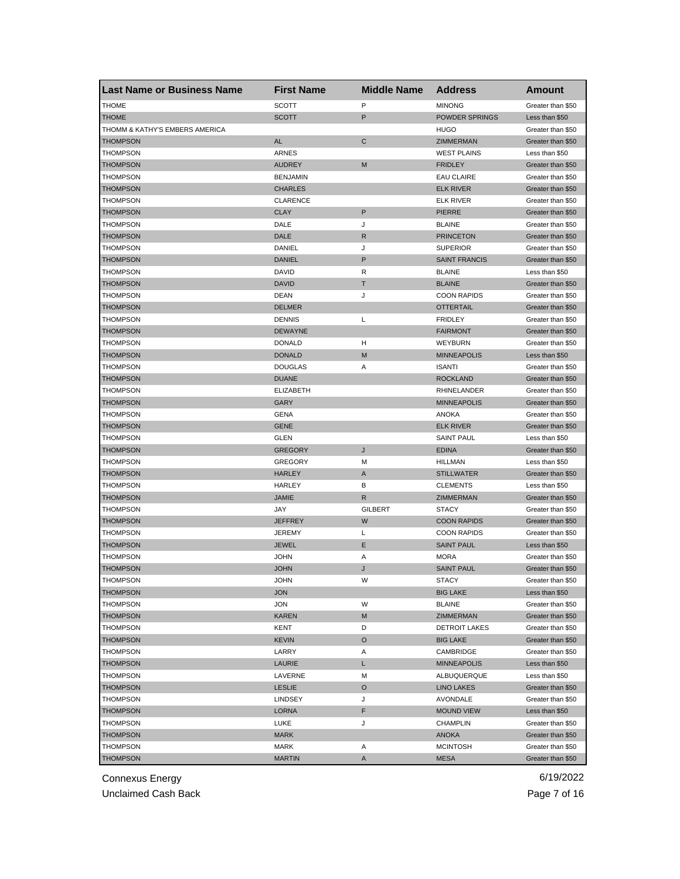| Last Name or Business Name | First Name | Middle Name | Address | Amount |
|---|---|---|---|---|
| THOME | SCOTT | P | MINONG | Greater than $50 |
| THOME | SCOTT | P | POWDER SPRINGS | Less than $50 |
| THOMM & KATHY'S EMBERS AMERICA | | | HUGO | Greater than $50 |
| THOMPSON | AL | C | ZIMMERMAN | Greater than $50 |
| THOMPSON | ARNES | | WEST PLAINS | Less than $50 |
| THOMPSON | AUDREY | M | FRIDLEY | Greater than $50 |
| THOMPSON | BENJAMIN | | EAU CLAIRE | Greater than $50 |
| THOMPSON | CHARLES | | ELK RIVER | Greater than $50 |
| THOMPSON | CLARENCE | | ELK RIVER | Greater than $50 |
| THOMPSON | CLAY | P | PIERRE | Greater than $50 |
| THOMPSON | DALE | J | BLAINE | Greater than $50 |
| THOMPSON | DALE | R | PRINCETON | Greater than $50 |
| THOMPSON | DANIEL | J | SUPERIOR | Greater than $50 |
| THOMPSON | DANIEL | P | SAINT FRANCIS | Greater than $50 |
| THOMPSON | DAVID | R | BLAINE | Less than $50 |
| THOMPSON | DAVID | T | BLAINE | Greater than $50 |
| THOMPSON | DEAN | J | COON RAPIDS | Greater than $50 |
| THOMPSON | DELMER | | OTTERTAIL | Greater than $50 |
| THOMPSON | DENNIS | L | FRIDLEY | Greater than $50 |
| THOMPSON | DEWAYNE | | FAIRMONT | Greater than $50 |
| THOMPSON | DONALD | H | WEYBURN | Greater than $50 |
| THOMPSON | DONALD | M | MINNEAPOLIS | Less than $50 |
| THOMPSON | DOUGLAS | A | ISANTI | Greater than $50 |
| THOMPSON | DUANE | | ROCKLAND | Greater than $50 |
| THOMPSON | ELIZABETH | | RHINELANDER | Greater than $50 |
| THOMPSON | GARY | | MINNEAPOLIS | Greater than $50 |
| THOMPSON | GENA | | ANOKA | Greater than $50 |
| THOMPSON | GENE | | ELK RIVER | Greater than $50 |
| THOMPSON | GLEN | | SAINT PAUL | Less than $50 |
| THOMPSON | GREGORY | J | EDINA | Greater than $50 |
| THOMPSON | GREGORY | M | HILLMAN | Less than $50 |
| THOMPSON | HARLEY | A | STILLWATER | Greater than $50 |
| THOMPSON | HARLEY | B | CLEMENTS | Less than $50 |
| THOMPSON | JAMIE | R | ZIMMERMAN | Greater than $50 |
| THOMPSON | JAY | GILBERT | STACY | Greater than $50 |
| THOMPSON | JEFFREY | W | COON RAPIDS | Greater than $50 |
| THOMPSON | JEREMY | L | COON RAPIDS | Greater than $50 |
| THOMPSON | JEWEL | E | SAINT PAUL | Less than $50 |
| THOMPSON | JOHN | A | MORA | Greater than $50 |
| THOMPSON | JOHN | J | SAINT PAUL | Greater than $50 |
| THOMPSON | JOHN | W | STACY | Greater than $50 |
| THOMPSON | JON | | BIG LAKE | Less than $50 |
| THOMPSON | JON | W | BLAINE | Greater than $50 |
| THOMPSON | KAREN | M | ZIMMERMAN | Greater than $50 |
| THOMPSON | KENT | D | DETROIT LAKES | Greater than $50 |
| THOMPSON | KEVIN | O | BIG LAKE | Greater than $50 |
| THOMPSON | LARRY | A | CAMBRIDGE | Greater than $50 |
| THOMPSON | LAURIE | L | MINNEAPOLIS | Less than $50 |
| THOMPSON | LAVERNE | M | ALBUQUERQUE | Less than $50 |
| THOMPSON | LESLIE | O | LINO LAKES | Greater than $50 |
| THOMPSON | LINDSEY | J | AVONDALE | Greater than $50 |
| THOMPSON | LORNA | F | MOUND VIEW | Less than $50 |
| THOMPSON | LUKE | J | CHAMPLIN | Greater than $50 |
| THOMPSON | MARK | | ANOKA | Greater than $50 |
| THOMPSON | MARK | A | MCINTOSH | Greater than $50 |
| THOMPSON | MARTIN | A | MESA | Greater than $50 |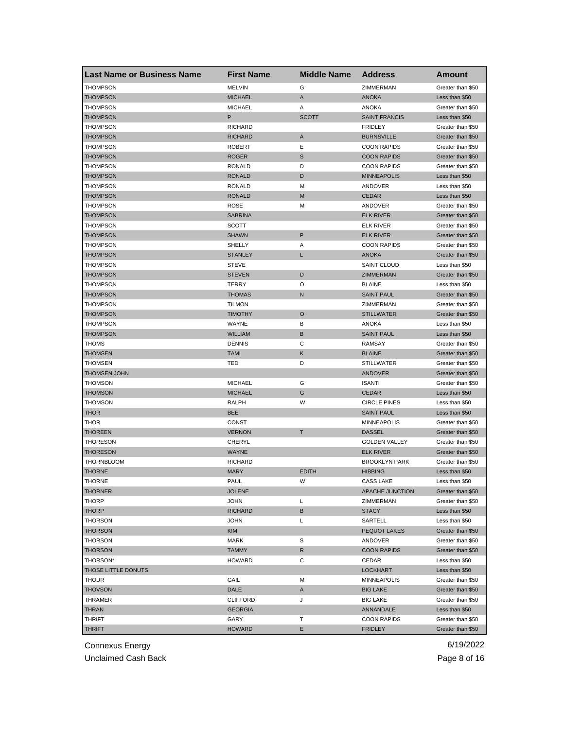| Last Name or Business Name | First Name | Middle Name | Address | Amount |
|---|---|---|---|---|
| THOMPSON | MELVIN | G | ZIMMERMAN | Greater than $50 |
| THOMPSON | MICHAEL | A | ANOKA | Less than $50 |
| THOMPSON | MICHAEL | A | ANOKA | Greater than $50 |
| THOMPSON | P | SCOTT | SAINT FRANCIS | Less than $50 |
| THOMPSON | RICHARD | | FRIDLEY | Greater than $50 |
| THOMPSON | RICHARD | A | BURNSVILLE | Greater than $50 |
| THOMPSON | ROBERT | E | COON RAPIDS | Greater than $50 |
| THOMPSON | ROGER | S | COON RAPIDS | Greater than $50 |
| THOMPSON | RONALD | D | COON RAPIDS | Greater than $50 |
| THOMPSON | RONALD | D | MINNEAPOLIS | Less than $50 |
| THOMPSON | RONALD | M | ANDOVER | Less than $50 |
| THOMPSON | RONALD | M | CEDAR | Less than $50 |
| THOMPSON | ROSE | M | ANDOVER | Greater than $50 |
| THOMPSON | SABRINA | | ELK RIVER | Greater than $50 |
| THOMPSON | SCOTT | | ELK RIVER | Greater than $50 |
| THOMPSON | SHAWN | P | ELK RIVER | Greater than $50 |
| THOMPSON | SHELLY | A | COON RAPIDS | Greater than $50 |
| THOMPSON | STANLEY | L | ANOKA | Greater than $50 |
| THOMPSON | STEVE | | SAINT CLOUD | Less than $50 |
| THOMPSON | STEVEN | D | ZIMMERMAN | Greater than $50 |
| THOMPSON | TERRY | O | BLAINE | Less than $50 |
| THOMPSON | THOMAS | N | SAINT PAUL | Greater than $50 |
| THOMPSON | TILMON | | ZIMMERMAN | Greater than $50 |
| THOMPSON | TIMOTHY | O | STILLWATER | Greater than $50 |
| THOMPSON | WAYNE | B | ANOKA | Less than $50 |
| THOMPSON | WILLIAM | B | SAINT PAUL | Less than $50 |
| THOMS | DENNIS | C | RAMSAY | Greater than $50 |
| THOMSEN | TAMI | K | BLAINE | Greater than $50 |
| THOMSEN | TED | D | STILLWATER | Greater than $50 |
| THOMSEN JOHN | | | ANDOVER | Greater than $50 |
| THOMSON | MICHAEL | G | ISANTI | Greater than $50 |
| THOMSON | MICHAEL | G | CEDAR | Less than $50 |
| THOMSON | RALPH | W | CIRCLE PINES | Less than $50 |
| THOR | BEE | | SAINT PAUL | Less than $50 |
| THOR | CONST | | MINNEAPOLIS | Greater than $50 |
| THOREEN | VERNON | T | DASSEL | Greater than $50 |
| THORESON | CHERYL | | GOLDEN VALLEY | Greater than $50 |
| THORESON | WAYNE | | ELK RIVER | Greater than $50 |
| THORNBLOOM | RICHARD | | BROOKLYN PARK | Greater than $50 |
| THORNE | MARY | EDITH | HIBBING | Less than $50 |
| THORNE | PAUL | W | CASS LAKE | Less than $50 |
| THORNER | JOLENE | | APACHE JUNCTION | Greater than $50 |
| THORP | JOHN | L | ZIMMERMAN | Greater than $50 |
| THORP | RICHARD | B | STACY | Less than $50 |
| THORSON | JOHN | L | SARTELL | Less than $50 |
| THORSON | KIM | | PEQUOT LAKES | Greater than $50 |
| THORSON | MARK | S | ANDOVER | Greater than $50 |
| THORSON | TAMMY | R | COON RAPIDS | Greater than $50 |
| THORSON* | HOWARD | C | CEDAR | Less than $50 |
| THOSE LITTLE DONUTS | | | LOCKHART | Less than $50 |
| THOUR | GAIL | M | MINNEAPOLIS | Greater than $50 |
| THOVSON | DALE | A | BIG LAKE | Greater than $50 |
| THRAMER | CLIFFORD | J | BIG LAKE | Greater than $50 |
| THRAN | GEORGIA | | ANNANDALE | Less than $50 |
| THRIFT | GARY | T | COON RAPIDS | Greater than $50 |
| THRIFT | HOWARD | E | FRIDLEY | Greater than $50 |

Connexus Energy
Unclaimed Cash Back

6/19/2022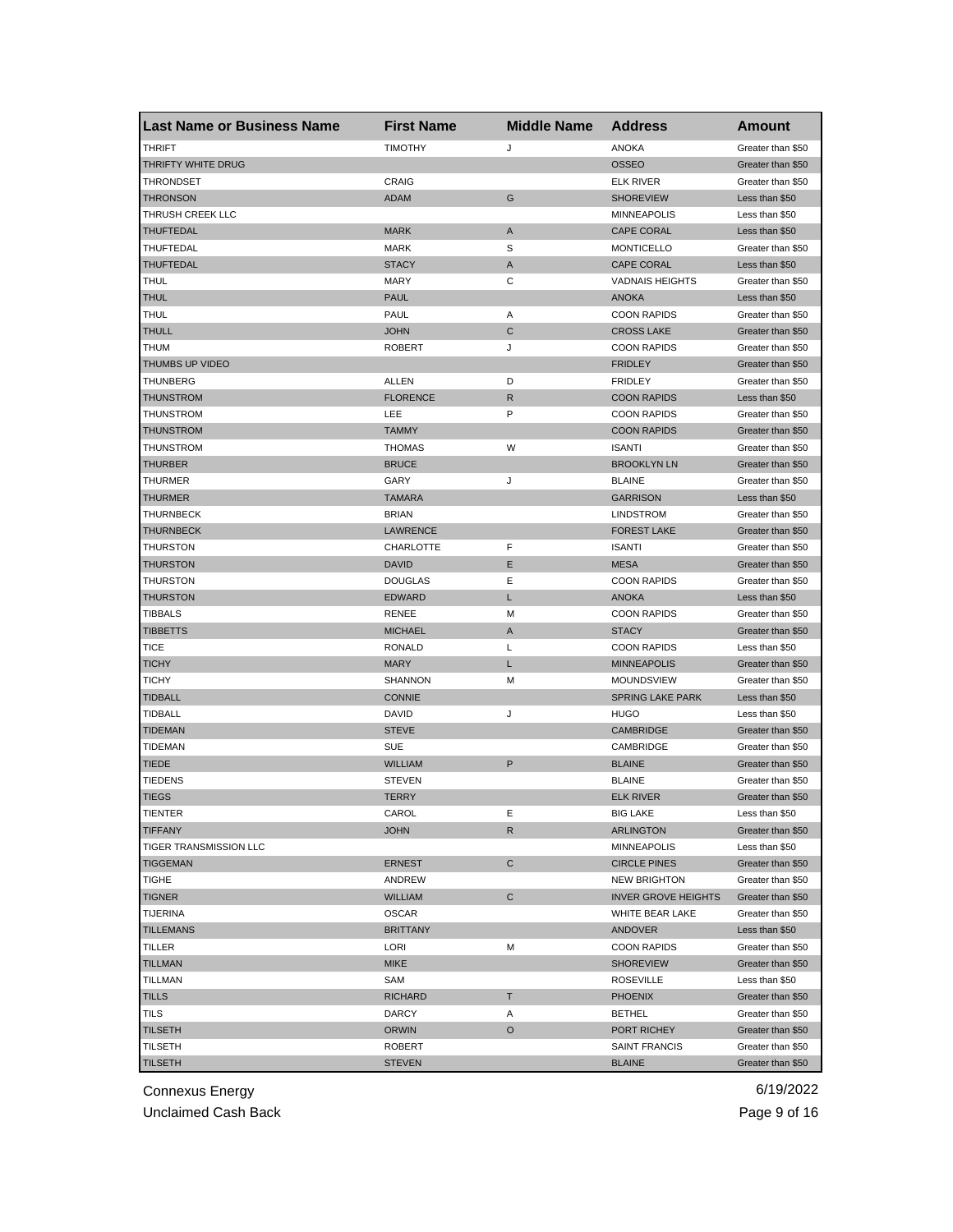| Last Name or Business Name | First Name | Middle Name | Address | Amount |
|---|---|---|---|---|
| THRIFT | TIMOTHY | J | ANOKA | Greater than $50 |
| THRIFTY WHITE DRUG | | | OSSEO | Greater than $50 |
| THRONDSET | CRAIG | | ELK RIVER | Greater than $50 |
| THRONSON | ADAM | G | SHOREVIEW | Less than $50 |
| THRUSH CREEK LLC | | | MINNEAPOLIS | Less than $50 |
| THUFTEDAL | MARK | A | CAPE CORAL | Less than $50 |
| THUFTEDAL | MARK | S | MONTICELLO | Greater than $50 |
| THUFTEDAL | STACY | A | CAPE CORAL | Less than $50 |
| THUL | MARY | C | VADNAIS HEIGHTS | Greater than $50 |
| THUL | PAUL | | ANOKA | Less than $50 |
| THUL | PAUL | A | COON RAPIDS | Greater than $50 |
| THULL | JOHN | C | CROSS LAKE | Greater than $50 |
| THUM | ROBERT | J | COON RAPIDS | Greater than $50 |
| THUMBS UP VIDEO | | | FRIDLEY | Greater than $50 |
| THUNBERG | ALLEN | D | FRIDLEY | Greater than $50 |
| THUNSTROM | FLORENCE | R | COON RAPIDS | Less than $50 |
| THUNSTROM | LEE | P | COON RAPIDS | Greater than $50 |
| THUNSTROM | TAMMY | | COON RAPIDS | Greater than $50 |
| THUNSTROM | THOMAS | W | ISANTI | Greater than $50 |
| THURBER | BRUCE | | BROOKLYN LN | Greater than $50 |
| THURMER | GARY | J | BLAINE | Greater than $50 |
| THURMER | TAMARA | | GARRISON | Less than $50 |
| THURNBECK | BRIAN | | LINDSTROM | Greater than $50 |
| THURNBECK | LAWRENCE | | FOREST LAKE | Greater than $50 |
| THURSTON | CHARLOTTE | F | ISANTI | Greater than $50 |
| THURSTON | DAVID | E | MESA | Greater than $50 |
| THURSTON | DOUGLAS | E | COON RAPIDS | Greater than $50 |
| THURSTON | EDWARD | L | ANOKA | Less than $50 |
| TIBBALS | RENEE | M | COON RAPIDS | Greater than $50 |
| TIBBETTS | MICHAEL | A | STACY | Greater than $50 |
| TICE | RONALD | L | COON RAPIDS | Less than $50 |
| TICHY | MARY | L | MINNEAPOLIS | Greater than $50 |
| TICHY | SHANNON | M | MOUNDSVIEW | Greater than $50 |
| TIDBALL | CONNIE | | SPRING LAKE PARK | Less than $50 |
| TIDBALL | DAVID | J | HUGO | Less than $50 |
| TIDEMAN | STEVE | | CAMBRIDGE | Greater than $50 |
| TIDEMAN | SUE | | CAMBRIDGE | Greater than $50 |
| TIEDE | WILLIAM | P | BLAINE | Greater than $50 |
| TIEDENS | STEVEN | | BLAINE | Greater than $50 |
| TIEGS | TERRY | | ELK RIVER | Greater than $50 |
| TIENTER | CAROL | E | BIG LAKE | Less than $50 |
| TIFFANY | JOHN | R | ARLINGTON | Greater than $50 |
| TIGER TRANSMISSION LLC | | | MINNEAPOLIS | Less than $50 |
| TIGGEMAN | ERNEST | C | CIRCLE PINES | Greater than $50 |
| TIGHE | ANDREW | | NEW BRIGHTON | Greater than $50 |
| TIGNER | WILLIAM | C | INVER GROVE HEIGHTS | Greater than $50 |
| TIJERINA | OSCAR | | WHITE BEAR LAKE | Greater than $50 |
| TILLEMANS | BRITTANY | | ANDOVER | Less than $50 |
| TILLER | LORI | M | COON RAPIDS | Greater than $50 |
| TILLMAN | MIKE | | SHOREVIEW | Greater than $50 |
| TILLMAN | SAM | | ROSEVILLE | Less than $50 |
| TILLS | RICHARD | T | PHOENIX | Greater than $50 |
| TILS | DARCY | A | BETHEL | Greater than $50 |
| TILSETH | ORWIN | O | PORT RICHEY | Greater than $50 |
| TILSETH | ROBERT | | SAINT FRANCIS | Greater than $50 |
| TILSETH | STEVEN | | BLAINE | Greater than $50 |

Connexus Energy
Unclaimed Cash Back
6/19/2022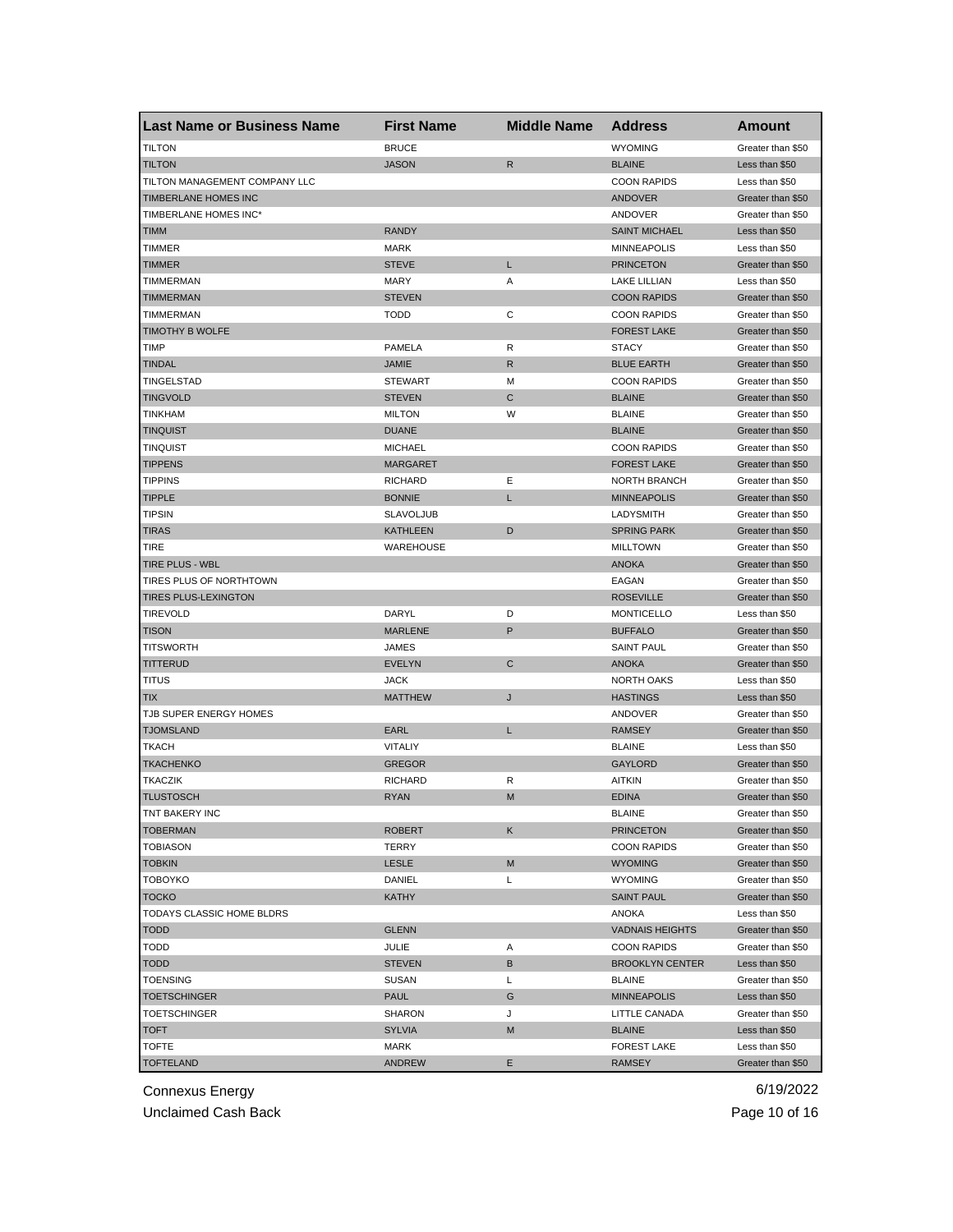| Last Name or Business Name | First Name | Middle Name | Address | Amount |
|---|---|---|---|---|
| TILTON | BRUCE | | WYOMING | Greater than $50 |
| TILTON | JASON | R | BLAINE | Less than $50 |
| TILTON MANAGEMENT COMPANY LLC | | | COON RAPIDS | Less than $50 |
| TIMBERLANE HOMES INC | | | ANDOVER | Greater than $50 |
| TIMBERLANE HOMES INC* | | | ANDOVER | Greater than $50 |
| TIMM | RANDY | | SAINT MICHAEL | Less than $50 |
| TIMMER | MARK | | MINNEAPOLIS | Less than $50 |
| TIMMER | STEVE | L | PRINCETON | Greater than $50 |
| TIMMERMAN | MARY | A | LAKE LILLIAN | Less than $50 |
| TIMMERMAN | STEVEN | | COON RAPIDS | Greater than $50 |
| TIMMERMAN | TODD | C | COON RAPIDS | Greater than $50 |
| TIMOTHY B WOLFE | | | FOREST LAKE | Greater than $50 |
| TIMP | PAMELA | R | STACY | Greater than $50 |
| TINDAL | JAMIE | R | BLUE EARTH | Greater than $50 |
| TINGELSTAD | STEWART | M | COON RAPIDS | Greater than $50 |
| TINGVOLD | STEVEN | C | BLAINE | Greater than $50 |
| TINKHAM | MILTON | W | BLAINE | Greater than $50 |
| TINQUIST | DUANE | | BLAINE | Greater than $50 |
| TINQUIST | MICHAEL | | COON RAPIDS | Greater than $50 |
| TIPPENS | MARGARET | | FOREST LAKE | Greater than $50 |
| TIPPINS | RICHARD | E | NORTH BRANCH | Greater than $50 |
| TIPPLE | BONNIE | L | MINNEAPOLIS | Greater than $50 |
| TIPSIN | SLAVOLJUB | | LADYSMITH | Greater than $50 |
| TIRAS | KATHLEEN | D | SPRING PARK | Greater than $50 |
| TIRE | WAREHOUSE | | MILLTOWN | Greater than $50 |
| TIRE PLUS - WBL | | | ANOKA | Greater than $50 |
| TIRES PLUS OF NORTHTOWN | | | EAGAN | Greater than $50 |
| TIRES PLUS-LEXINGTON | | | ROSEVILLE | Greater than $50 |
| TIREVOLD | DARYL | D | MONTICELLO | Less than $50 |
| TISON | MARLENE | P | BUFFALO | Greater than $50 |
| TITSWORTH | JAMES | | SAINT PAUL | Greater than $50 |
| TITTERUD | EVELYN | C | ANOKA | Greater than $50 |
| TITUS | JACK | | NORTH OAKS | Less than $50 |
| TIX | MATTHEW | J | HASTINGS | Less than $50 |
| TJB SUPER ENERGY HOMES | | | ANDOVER | Greater than $50 |
| TJOMSLAND | EARL | L | RAMSEY | Greater than $50 |
| TKACH | VITALIY | | BLAINE | Less than $50 |
| TKACHENKO | GREGOR | | GAYLORD | Greater than $50 |
| TKACZIK | RICHARD | R | AITKIN | Greater than $50 |
| TLUSTOSCH | RYAN | M | EDINA | Greater than $50 |
| TNT BAKERY INC | | | BLAINE | Greater than $50 |
| TOBERMAN | ROBERT | K | PRINCETON | Greater than $50 |
| TOBIASON | TERRY | | COON RAPIDS | Greater than $50 |
| TOBKIN | LESLE | M | WYOMING | Greater than $50 |
| TOBOYKO | DANIEL | L | WYOMING | Greater than $50 |
| TOCKO | KATHY | | SAINT PAUL | Greater than $50 |
| TODAYS CLASSIC HOME BLDRS | | | ANOKA | Less than $50 |
| TODD | GLENN | | VADNAIS HEIGHTS | Greater than $50 |
| TODD | JULIE | A | COON RAPIDS | Greater than $50 |
| TODD | STEVEN | B | BROOKLYN CENTER | Less than $50 |
| TOENSING | SUSAN | L | BLAINE | Greater than $50 |
| TOETSCHINGER | PAUL | G | MINNEAPOLIS | Less than $50 |
| TOETSCHINGER | SHARON | J | LITTLE CANADA | Greater than $50 |
| TOFT | SYLVIA | M | BLAINE | Less than $50 |
| TOFTE | MARK | | FOREST LAKE | Less than $50 |
| TOFTELAND | ANDREW | E | RAMSEY | Greater than $50 |

Connexus Energy
Unclaimed Cash Back
6/19/2022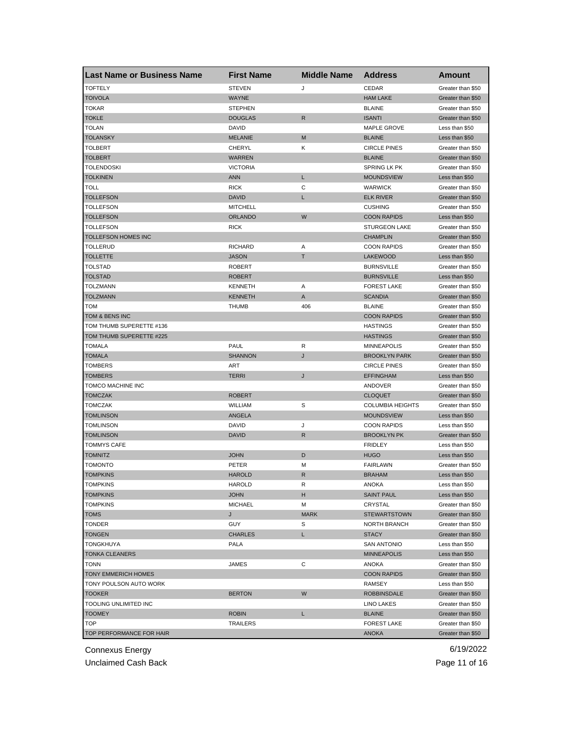| Last Name or Business Name | First Name | Middle Name | Address | Amount |
|---|---|---|---|---|
| TOFTELY | STEVEN | J | CEDAR | Greater than $50 |
| TOIVOLA | WAYNE | | HAM LAKE | Greater than $50 |
| TOKAR | STEPHEN | | BLAINE | Greater than $50 |
| TOKLE | DOUGLAS | R | ISANTI | Greater than $50 |
| TOLAN | DAVID | | MAPLE GROVE | Less than $50 |
| TOLANSKY | MELANIE | M | BLAINE | Less than $50 |
| TOLBERT | CHERYL | K | CIRCLE PINES | Greater than $50 |
| TOLBERT | WARREN | | BLAINE | Greater than $50 |
| TOLENDOSKI | VICTORIA | | SPRING LK PK | Greater than $50 |
| TOLKINEN | ANN | L | MOUNDSVIEW | Less than $50 |
| TOLL | RICK | C | WARWICK | Greater than $50 |
| TOLLEFSON | DAVID | L | ELK RIVER | Greater than $50 |
| TOLLEFSON | MITCHELL | | CUSHING | Greater than $50 |
| TOLLEFSON | ORLANDO | W | COON RAPIDS | Less than $50 |
| TOLLEFSON | RICK | | STURGEON LAKE | Greater than $50 |
| TOLLEFSON HOMES INC | | | CHAMPLIN | Greater than $50 |
| TOLLERUD | RICHARD | A | COON RAPIDS | Greater than $50 |
| TOLLETTE | JASON | T | LAKEWOOD | Less than $50 |
| TOLSTAD | ROBERT | | BURNSVILLE | Greater than $50 |
| TOLSTAD | ROBERT | | BURNSVILLE | Less than $50 |
| TOLZMANN | KENNETH | A | FOREST LAKE | Greater than $50 |
| TOLZMANN | KENNETH | A | SCANDIA | Greater than $50 |
| TOM | THUMB | 406 | BLAINE | Greater than $50 |
| TOM & BENS INC | | | COON RAPIDS | Greater than $50 |
| TOM THUMB SUPERETTE #136 | | | HASTINGS | Greater than $50 |
| TOM THUMB SUPERETTE #225 | | | HASTINGS | Greater than $50 |
| TOMALA | PAUL | R | MINNEAPOLIS | Greater than $50 |
| TOMALA | SHANNON | J | BROOKLYN PARK | Greater than $50 |
| TOMBERS | ART | | CIRCLE PINES | Greater than $50 |
| TOMBERS | TERRI | J | EFFINGHAM | Less than $50 |
| TOMCO MACHINE INC | | | ANDOVER | Greater than $50 |
| TOMCZAK | ROBERT | | CLOQUET | Greater than $50 |
| TOMCZAK | WILLIAM | S | COLUMBIA HEIGHTS | Greater than $50 |
| TOMLINSON | ANGELA | | MOUNDSVIEW | Less than $50 |
| TOMLINSON | DAVID | J | COON RAPIDS | Less than $50 |
| TOMLINSON | DAVID | R | BROOKLYN PK | Greater than $50 |
| TOMMYS CAFE | | | FRIDLEY | Less than $50 |
| TOMNITZ | JOHN | D | HUGO | Less than $50 |
| TOMONTO | PETER | M | FAIRLAWN | Greater than $50 |
| TOMPKINS | HAROLD | R | BRAHAM | Less than $50 |
| TOMPKINS | HAROLD | R | ANOKA | Less than $50 |
| TOMPKINS | JOHN | H | SAINT PAUL | Less than $50 |
| TOMPKINS | MICHAEL | M | CRYSTAL | Greater than $50 |
| TOMS | J | MARK | STEWARTSTOWN | Greater than $50 |
| TONDER | GUY | S | NORTH BRANCH | Greater than $50 |
| TONGEN | CHARLES | L | STACY | Greater than $50 |
| TONGKHUYA | PALA | | SAN ANTONIO | Less than $50 |
| TONKA CLEANERS | | | MINNEAPOLIS | Less than $50 |
| TONN | JAMES | C | ANOKA | Greater than $50 |
| TONY EMMERICH HOMES | | | COON RAPIDS | Greater than $50 |
| TONY POULSON AUTO WORK | | | RAMSEY | Less than $50 |
| TOOKER | BERTON | W | ROBBINSDALE | Greater than $50 |
| TOOLING UNLIMITED INC | | | LINO LAKES | Greater than $50 |
| TOOMEY | ROBIN | L | BLAINE | Greater than $50 |
| TOP | TRAILERS | | FOREST LAKE | Greater than $50 |
| TOP PERFORMANCE FOR HAIR | | | ANOKA | Greater than $50 |

Connexus Energy 6/19/2022

Unclaimed Cash Back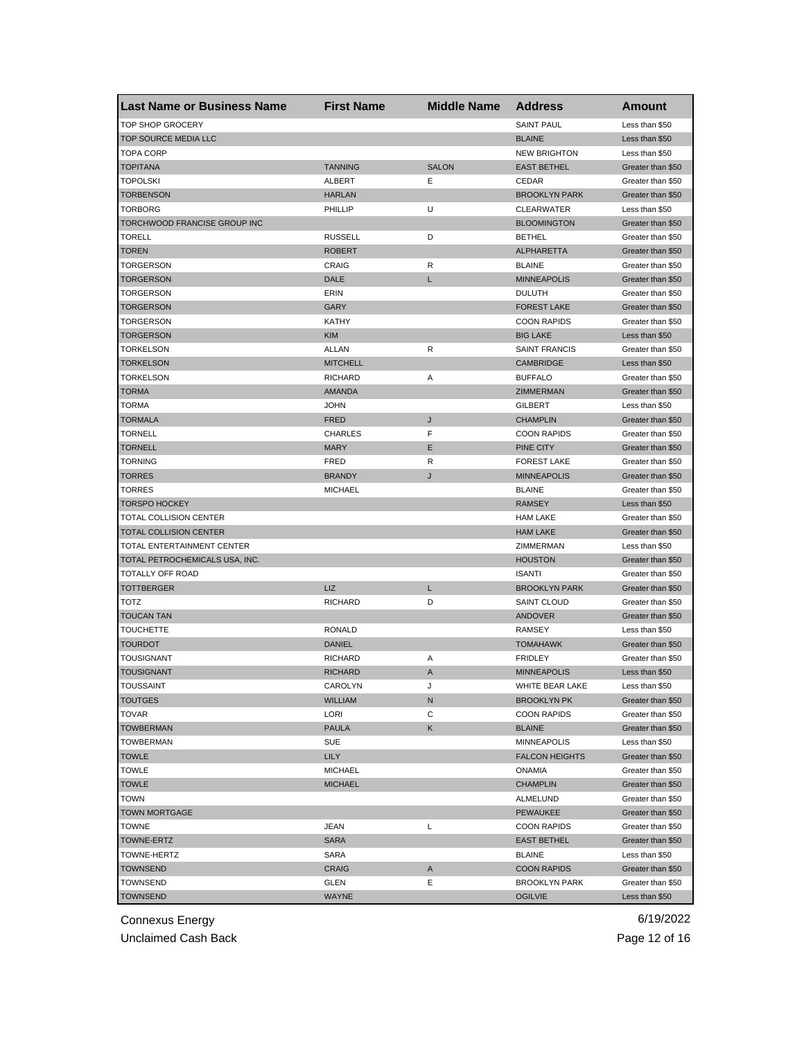| Last Name or Business Name | First Name | Middle Name | Address | Amount |
|---|---|---|---|---|
| TOP SHOP GROCERY | | | SAINT PAUL | Less than $50 |
| TOP SOURCE MEDIA LLC | | | BLAINE | Less than $50 |
| TOPA CORP | | | NEW BRIGHTON | Less than $50 |
| TOPITANA | TANNING | SALON | EAST BETHEL | Greater than $50 |
| TOPOLSKI | ALBERT | E | CEDAR | Greater than $50 |
| TORBENSON | HARLAN | | BROOKLYN PARK | Greater than $50 |
| TORBORG | PHILLIP | U | CLEARWATER | Less than $50 |
| TORCHWOOD FRANCISE GROUP INC | | | BLOOMINGTON | Greater than $50 |
| TORELL | RUSSELL | D | BETHEL | Greater than $50 |
| TOREN | ROBERT | | ALPHARETTA | Greater than $50 |
| TORGERSON | CRAIG | R | BLAINE | Greater than $50 |
| TORGERSON | DALE | L | MINNEAPOLIS | Greater than $50 |
| TORGERSON | ERIN | | DULUTH | Greater than $50 |
| TORGERSON | GARY | | FOREST LAKE | Greater than $50 |
| TORGERSON | KATHY | | COON RAPIDS | Greater than $50 |
| TORGERSON | KIM | | BIG LAKE | Less than $50 |
| TORKELSON | ALLAN | R | SAINT FRANCIS | Greater than $50 |
| TORKELSON | MITCHELL | | CAMBRIDGE | Less than $50 |
| TORKELSON | RICHARD | A | BUFFALO | Greater than $50 |
| TORMA | AMANDA | | ZIMMERMAN | Greater than $50 |
| TORMA | JOHN | | GILBERT | Less than $50 |
| TORMALA | FRED | J | CHAMPLIN | Greater than $50 |
| TORNELL | CHARLES | F | COON RAPIDS | Greater than $50 |
| TORNELL | MARY | E | PINE CITY | Greater than $50 |
| TORNING | FRED | R | FOREST LAKE | Greater than $50 |
| TORRES | BRANDY | J | MINNEAPOLIS | Greater than $50 |
| TORRES | MICHAEL | | BLAINE | Greater than $50 |
| TORSPO HOCKEY | | | RAMSEY | Less than $50 |
| TOTAL COLLISION CENTER | | | HAM LAKE | Greater than $50 |
| TOTAL COLLISION CENTER | | | HAM LAKE | Greater than $50 |
| TOTAL ENTERTAINMENT CENTER | | | ZIMMERMAN | Less than $50 |
| TOTAL PETROCHEMICALS USA, INC. | | | HOUSTON | Greater than $50 |
| TOTALLY OFF ROAD | | | ISANTI | Greater than $50 |
| TOTTBERGER | LIZ | L | BROOKLYN PARK | Greater than $50 |
| TOTZ | RICHARD | D | SAINT CLOUD | Greater than $50 |
| TOUCAN TAN | | | ANDOVER | Greater than $50 |
| TOUCHETTE | RONALD | | RAMSEY | Less than $50 |
| TOURDOT | DANIEL | | TOMAHAWK | Greater than $50 |
| TOUSIGNANT | RICHARD | A | FRIDLEY | Greater than $50 |
| TOUSIGNANT | RICHARD | A | MINNEAPOLIS | Less than $50 |
| TOUSSAINT | CAROLYN | J | WHITE BEAR LAKE | Less than $50 |
| TOUTGES | WILLIAM | N | BROOKLYN PK | Greater than $50 |
| TOVAR | LORI | C | COON RAPIDS | Greater than $50 |
| TOWBERMAN | PAULA | K | BLAINE | Greater than $50 |
| TOWBERMAN | SUE | | MINNEAPOLIS | Less than $50 |
| TOWLE | LILY | | FALCON HEIGHTS | Greater than $50 |
| TOWLE | MICHAEL | | ONAMIA | Greater than $50 |
| TOWLE | MICHAEL | | CHAMPLIN | Greater than $50 |
| TOWN | | | ALMELUND | Greater than $50 |
| TOWN MORTGAGE | | | PEWAUKEE | Greater than $50 |
| TOWNE | JEAN | L | COON RAPIDS | Greater than $50 |
| TOWNE-ERTZ | SARA | | EAST BETHEL | Greater than $50 |
| TOWNE-HERTZ | SARA | | BLAINE | Less than $50 |
| TOWNSEND | CRAIG | A | COON RAPIDS | Greater than $50 |
| TOWNSEND | GLEN | E | BROOKLYN PARK | Greater than $50 |
| TOWNSEND | WAYNE | | OGILVIE | Less than $50 |

Connexus Energy  
Unclaimed Cash Back  
6/19/2022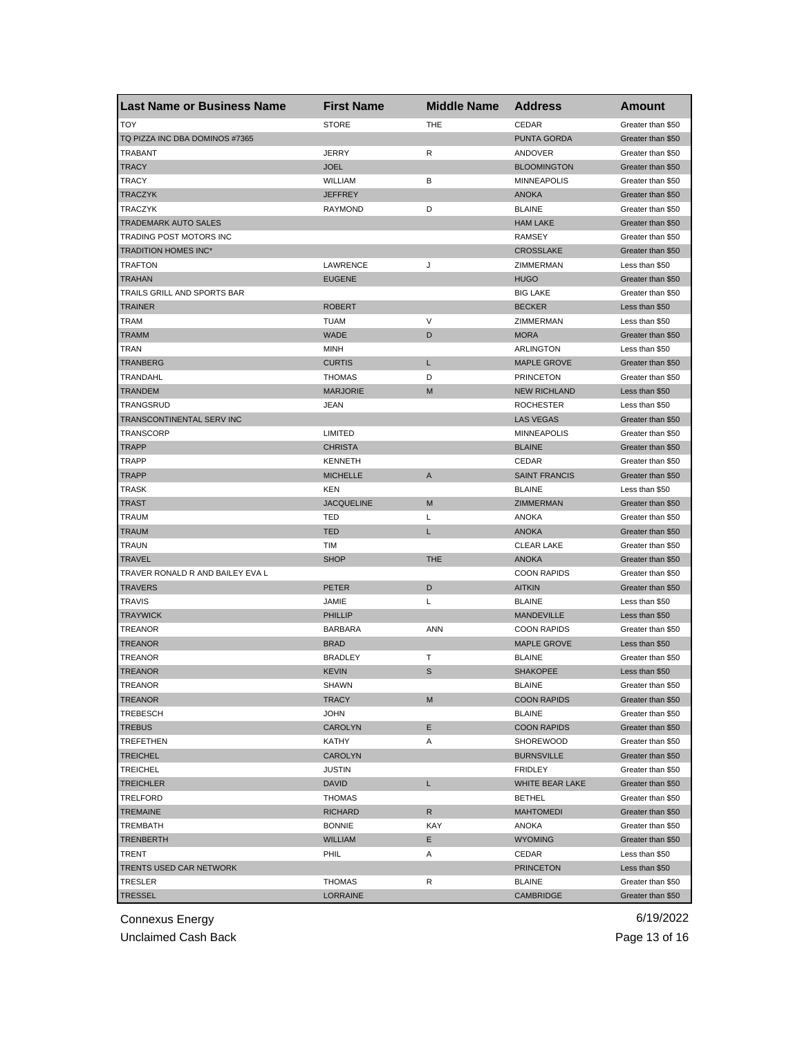| Last Name or Business Name | First Name | Middle Name | Address | Amount |
|---|---|---|---|---|
| TOY | STORE | THE | CEDAR | Greater than $50 |
| TQ PIZZA INC DBA DOMINOS #7365 | | | PUNTA GORDA | Greater than $50 |
| TRABANT | JERRY | R | ANDOVER | Greater than $50 |
| TRACY | JOEL | | BLOOMINGTON | Greater than $50 |
| TRACY | WILLIAM | B | MINNEAPOLIS | Greater than $50 |
| TRACZYK | JEFFREY | | ANOKA | Greater than $50 |
| TRACZYK | RAYMOND | D | BLAINE | Greater than $50 |
| TRADEMARK AUTO SALES | | | HAM LAKE | Greater than $50 |
| TRADING POST MOTORS INC | | | RAMSEY | Greater than $50 |
| TRADITION HOMES INC* | | | CROSSLAKE | Greater than $50 |
| TRAFTON | LAWRENCE | J | ZIMMERMAN | Less than $50 |
| TRAHAN | EUGENE | | HUGO | Greater than $50 |
| TRAILS GRILL AND SPORTS BAR | | | BIG LAKE | Greater than $50 |
| TRAINER | ROBERT | | BECKER | Less than $50 |
| TRAM | TUAM | V | ZIMMERMAN | Less than $50 |
| TRAMM | WADE | D | MORA | Greater than $50 |
| TRAN | MINH | | ARLINGTON | Less than $50 |
| TRANBERG | CURTIS | L | MAPLE GROVE | Greater than $50 |
| TRANDAHL | THOMAS | D | PRINCETON | Greater than $50 |
| TRANDEM | MARJORIE | M | NEW RICHLAND | Less than $50 |
| TRANGSRUD | JEAN | | ROCHESTER | Less than $50 |
| TRANSCONTINENTAL SERV INC | | | LAS VEGAS | Greater than $50 |
| TRANSCORP | LIMITED | | MINNEAPOLIS | Greater than $50 |
| TRAPP | CHRISTA | | BLAINE | Greater than $50 |
| TRAPP | KENNETH | | CEDAR | Greater than $50 |
| TRAPP | MICHELLE | A | SAINT FRANCIS | Greater than $50 |
| TRASK | KEN | | BLAINE | Less than $50 |
| TRAST | JACQUELINE | M | ZIMMERMAN | Greater than $50 |
| TRAUM | TED | L | ANOKA | Greater than $50 |
| TRAUM | TED | L | ANOKA | Greater than $50 |
| TRAUN | TIM | | CLEAR LAKE | Greater than $50 |
| TRAVEL | SHOP | THE | ANOKA | Greater than $50 |
| TRAVER RONALD R AND BAILEY EVA L | | | COON RAPIDS | Greater than $50 |
| TRAVERS | PETER | D | AITKIN | Greater than $50 |
| TRAVIS | JAMIE | L | BLAINE | Less than $50 |
| TRAYWICK | PHILLIP | | MANDEVILLE | Less than $50 |
| TREANOR | BARBARA | ANN | COON RAPIDS | Greater than $50 |
| TREANOR | BRAD | | MAPLE GROVE | Less than $50 |
| TREANOR | BRADLEY | T | BLAINE | Greater than $50 |
| TREANOR | KEVIN | S | SHAKOPEE | Less than $50 |
| TREANOR | SHAWN | | BLAINE | Greater than $50 |
| TREANOR | TRACY | M | COON RAPIDS | Greater than $50 |
| TREBESCH | JOHN | | BLAINE | Greater than $50 |
| TREBUS | CAROLYN | E | COON RAPIDS | Greater than $50 |
| TREFETHEN | KATHY | A | SHOREWOOD | Greater than $50 |
| TREICHEL | CAROLYN | | BURNSVILLE | Greater than $50 |
| TREICHEL | JUSTIN | | FRIDLEY | Greater than $50 |
| TREICHLER | DAVID | L | WHITE BEAR LAKE | Greater than $50 |
| TRELFORD | THOMAS | | BETHEL | Greater than $50 |
| TREMAINE | RICHARD | R | MAHTOMEDI | Greater than $50 |
| TREMBATH | BONNIE | KAY | ANOKA | Greater than $50 |
| TRENBERTH | WILLIAM | E | WYOMING | Greater than $50 |
| TRENT | PHIL | A | CEDAR | Less than $50 |
| TRENTS USED CAR NETWORK | | | PRINCETON | Less than $50 |
| TRESLER | THOMAS | R | BLAINE | Greater than $50 |
| TRESSEL | LORRAINE | | CAMBRIDGE | Greater than $50 |

Connexus Energy 6/19/2022

Unclaimed Cash Back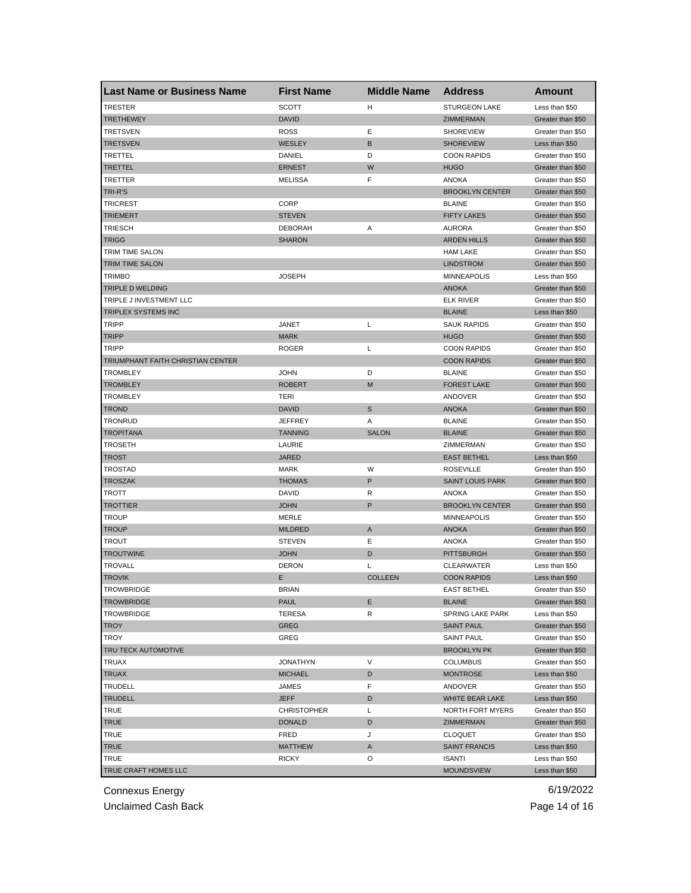| Last Name or Business Name | First Name | Middle Name | Address | Amount |
|---|---|---|---|---|
| TRESTER | SCOTT | H | STURGEON LAKE | Less than $50 |
| TRETHEWEY | DAVID | | ZIMMERMAN | Greater than $50 |
| TRETSVEN | ROSS | E | SHOREVIEW | Greater than $50 |
| TRETSVEN | WESLEY | B | SHOREVIEW | Less than $50 |
| TRETTEL | DANIEL | D | COON RAPIDS | Greater than $50 |
| TRETTEL | ERNEST | W | HUGO | Greater than $50 |
| TRETTER | MELISSA | F | ANOKA | Greater than $50 |
| TRI-R'S | | | BROOKLYN CENTER | Greater than $50 |
| TRICREST | CORP | | BLAINE | Greater than $50 |
| TRIEMERT | STEVEN | | FIFTY LAKES | Greater than $50 |
| TRIESCH | DEBORAH | A | AURORA | Greater than $50 |
| TRIGG | SHARON | | ARDEN HILLS | Greater than $50 |
| TRIM TIME SALON | | | HAM LAKE | Greater than $50 |
| TRIM TIME SALON | | | LINDSTROM | Greater than $50 |
| TRIMBO | JOSEPH | | MINNEAPOLIS | Less than $50 |
| TRIPLE D WELDING | | | ANOKA | Greater than $50 |
| TRIPLE J INVESTMENT LLC | | | ELK RIVER | Greater than $50 |
| TRIPLEX SYSTEMS INC | | | BLAINE | Less than $50 |
| TRIPP | JANET | L | SAUK RAPIDS | Greater than $50 |
| TRIPP | MARK | | HUGO | Greater than $50 |
| TRIPP | ROGER | L | COON RAPIDS | Greater than $50 |
| TRIUMPHANT FAITH CHRISTIAN CENTER | | | COON RAPIDS | Greater than $50 |
| TROMBLEY | JOHN | D | BLAINE | Greater than $50 |
| TROMBLEY | ROBERT | M | FOREST LAKE | Greater than $50 |
| TROMBLEY | TERI | | ANDOVER | Greater than $50 |
| TROND | DAVID | S | ANOKA | Greater than $50 |
| TRONRUD | JEFFREY | A | BLAINE | Greater than $50 |
| TROPITANA | TANNING | SALON | BLAINE | Greater than $50 |
| TROSETH | LAURIE | | ZIMMERMAN | Greater than $50 |
| TROST | JARED | | EAST BETHEL | Less than $50 |
| TROSTAD | MARK | W | ROSEVILLE | Greater than $50 |
| TROSZAK | THOMAS | P | SAINT LOUIS PARK | Greater than $50 |
| TROTT | DAVID | R | ANOKA | Greater than $50 |
| TROTTIER | JOHN | P | BROOKLYN CENTER | Greater than $50 |
| TROUP | MERLE | | MINNEAPOLIS | Greater than $50 |
| TROUP | MILDRED | A | ANOKA | Greater than $50 |
| TROUT | STEVEN | E | ANOKA | Greater than $50 |
| TROUTWINE | JOHN | D | PITTSBURGH | Greater than $50 |
| TROVALL | DERON | L | CLEARWATER | Less than $50 |
| TROVIK | E | COLLEEN | COON RAPIDS | Less than $50 |
| TROWBRIDGE | BRIAN | | EAST BETHEL | Greater than $50 |
| TROWBRIDGE | PAUL | E | BLAINE | Greater than $50 |
| TROWBRIDGE | TERESA | R | SPRING LAKE PARK | Less than $50 |
| TROY | GREG | | SAINT PAUL | Greater than $50 |
| TROY | GREG | | SAINT PAUL | Greater than $50 |
| TRU TECK AUTOMOTIVE | | | BROOKLYN PK | Greater than $50 |
| TRUAX | JONATHYN | V | COLUMBUS | Greater than $50 |
| TRUAX | MICHAEL | D | MONTROSE | Less than $50 |
| TRUDELL | JAMES | F | ANDOVER | Greater than $50 |
| TRUDELL | JEFF | D | WHITE BEAR LAKE | Less than $50 |
| TRUE | CHRISTOPHER | L | NORTH FORT MYERS | Greater than $50 |
| TRUE | DONALD | D | ZIMMERMAN | Greater than $50 |
| TRUE | FRED | J | CLOQUET | Greater than $50 |
| TRUE | MATTHEW | A | SAINT FRANCIS | Less than $50 |
| TRUE | RICKY | O | ISANTI | Less than $50 |
| TRUE CRAFT HOMES LLC | | | MOUNDSVIEW | Less than $50 |

Connexus Energy
Unclaimed Cash Back
6/19/2022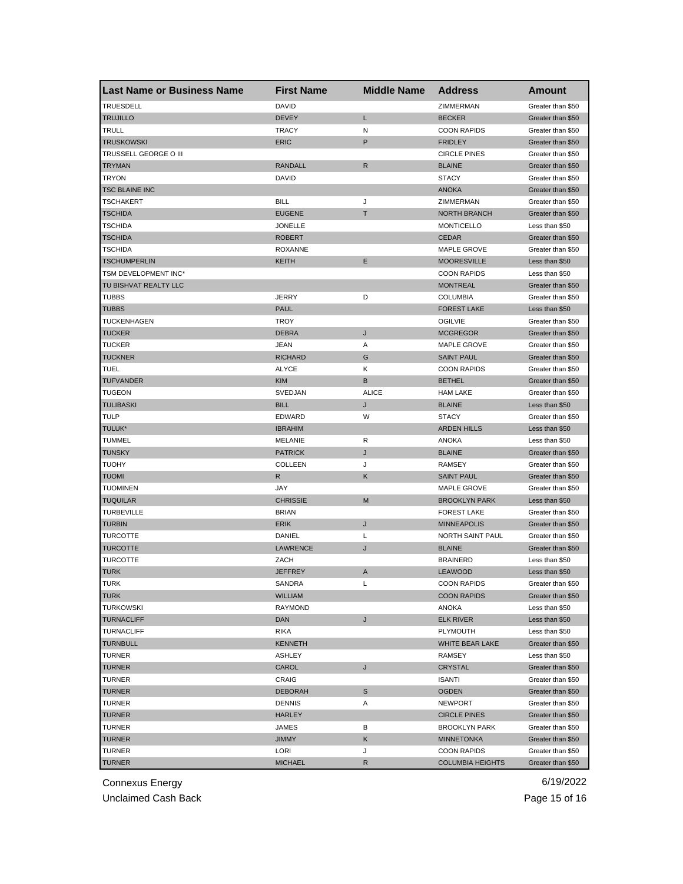| Last Name or Business Name | First Name | Middle Name | Address | Amount |
|---|---|---|---|---|
| TRUESDELL | DAVID | | ZIMMERMAN | Greater than $50 |
| TRUJILLO | DEVEY | L | BECKER | Greater than $50 |
| TRULL | TRACY | N | COON RAPIDS | Greater than $50 |
| TRUSKOWSKI | ERIC | P | FRIDLEY | Greater than $50 |
| TRUSSELL GEORGE O III | | | CIRCLE PINES | Greater than $50 |
| TRYMAN | RANDALL | R | BLAINE | Greater than $50 |
| TRYON | DAVID | | STACY | Greater than $50 |
| TSC BLAINE INC | | | ANOKA | Greater than $50 |
| TSCHAKERT | BILL | J | ZIMMERMAN | Greater than $50 |
| TSCHIDA | EUGENE | T | NORTH BRANCH | Greater than $50 |
| TSCHIDA | JONELLE | | MONTICELLO | Less than $50 |
| TSCHIDA | ROBERT | | CEDAR | Greater than $50 |
| TSCHIDA | ROXANNE | | MAPLE GROVE | Greater than $50 |
| TSCHUMPERLIN | KEITH | E | MOORESVILLE | Less than $50 |
| TSM DEVELOPMENT INC* | | | COON RAPIDS | Less than $50 |
| TU BISHVAT REALTY LLC | | | MONTREAL | Greater than $50 |
| TUBBS | JERRY | D | COLUMBIA | Greater than $50 |
| TUBBS | PAUL | | FOREST LAKE | Less than $50 |
| TUCKENHAGEN | TROY | | OGILVIE | Greater than $50 |
| TUCKER | DEBRA | J | MCGREGOR | Greater than $50 |
| TUCKER | JEAN | A | MAPLE GROVE | Greater than $50 |
| TUCKNER | RICHARD | G | SAINT PAUL | Greater than $50 |
| TUEL | ALYCE | K | COON RAPIDS | Greater than $50 |
| TUFVANDER | KIM | B | BETHEL | Greater than $50 |
| TUGEON | SVEDJAN | ALICE | HAM LAKE | Greater than $50 |
| TULIBASKI | BILL | J | BLAINE | Less than $50 |
| TULP | EDWARD | W | STACY | Greater than $50 |
| TULUK* | IBRAHIM | | ARDEN HILLS | Less than $50 |
| TUMMEL | MELANIE | R | ANOKA | Less than $50 |
| TUNSKY | PATRICK | J | BLAINE | Greater than $50 |
| TUOHY | COLLEEN | J | RAMSEY | Greater than $50 |
| TUOMI | R | K | SAINT PAUL | Greater than $50 |
| TUOMINEN | JAY | | MAPLE GROVE | Greater than $50 |
| TUQUILAR | CHRISSIE | M | BROOKLYN PARK | Less than $50 |
| TURBEVILLE | BRIAN | | FOREST LAKE | Greater than $50 |
| TURBIN | ERIK | J | MINNEAPOLIS | Greater than $50 |
| TURCOTTE | DANIEL | L | NORTH SAINT PAUL | Greater than $50 |
| TURCOTTE | LAWRENCE | J | BLAINE | Greater than $50 |
| TURCOTTE | ZACH | | BRAINERD | Less than $50 |
| TURK | JEFFREY | A | LEAWOOD | Less than $50 |
| TURK | SANDRA | L | COON RAPIDS | Greater than $50 |
| TURK | WILLIAM | | COON RAPIDS | Greater than $50 |
| TURKOWSKI | RAYMOND | | ANOKA | Less than $50 |
| TURNACLIFF | DAN | J | ELK RIVER | Less than $50 |
| TURNACLIFF | RIKA | | PLYMOUTH | Less than $50 |
| TURNBULL | KENNETH | | WHITE BEAR LAKE | Greater than $50 |
| TURNER | ASHLEY | | RAMSEY | Less than $50 |
| TURNER | CAROL | J | CRYSTAL | Greater than $50 |
| TURNER | CRAIG | | ISANTI | Greater than $50 |
| TURNER | DEBORAH | S | OGDEN | Greater than $50 |
| TURNER | DENNIS | A | NEWPORT | Greater than $50 |
| TURNER | HARLEY | | CIRCLE PINES | Greater than $50 |
| TURNER | JAMES | B | BROOKLYN PARK | Greater than $50 |
| TURNER | JIMMY | K | MINNETONKA | Greater than $50 |
| TURNER | LORI | J | COON RAPIDS | Greater than $50 |
| TURNER | MICHAEL | R | COLUMBIA HEIGHTS | Greater than $50 |

Connexus Energy
Unclaimed Cash Back
6/19/2022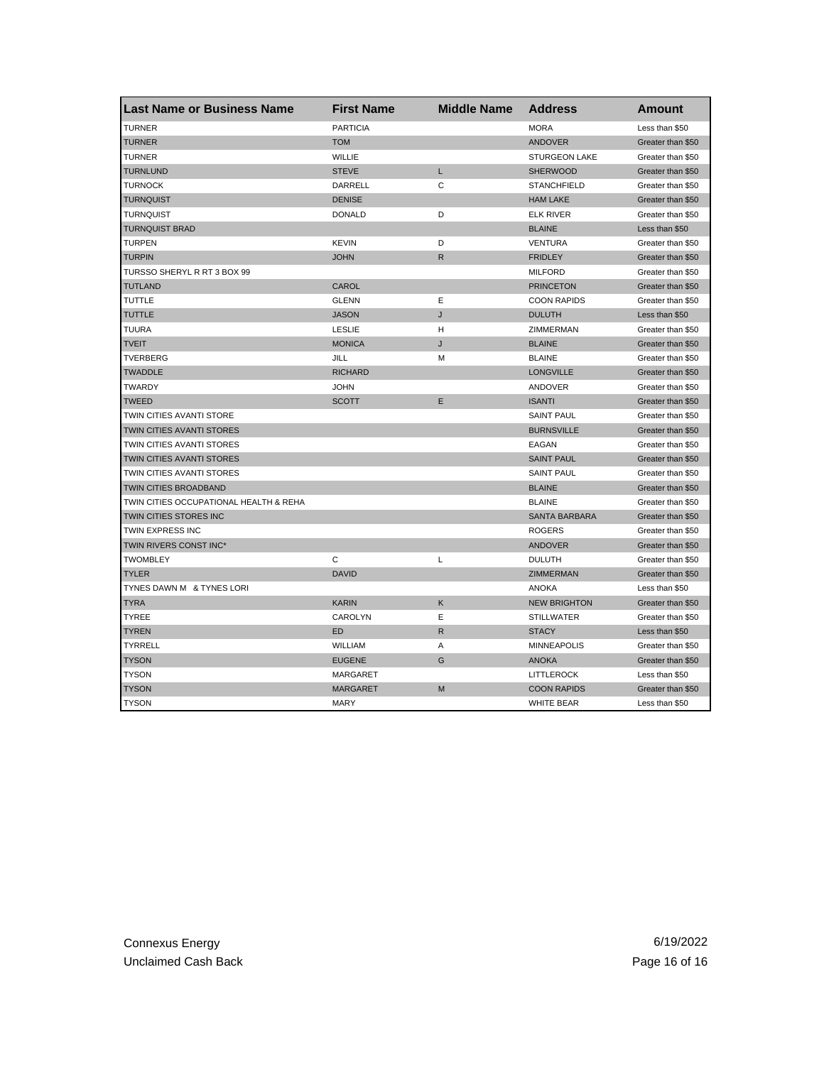| Last Name or Business Name | First Name | Middle Name | Address | Amount |
| --- | --- | --- | --- | --- |
| TURNER | PARTICIA | | MORA | Less than $50 |
| TURNER | TOM | | ANDOVER | Greater than $50 |
| TURNER | WILLIE | | STURGEON LAKE | Greater than $50 |
| TURNLUND | STEVE | L | SHERWOOD | Greater than $50 |
| TURNOCK | DARRELL | C | STANCHFIELD | Greater than $50 |
| TURNQUIST | DENISE | | HAM LAKE | Greater than $50 |
| TURNQUIST | DONALD | D | ELK RIVER | Greater than $50 |
| TURNQUIST BRAD | | | BLAINE | Less than $50 |
| TURPEN | KEVIN | D | VENTURA | Greater than $50 |
| TURPIN | JOHN | R | FRIDLEY | Greater than $50 |
| TURSSO SHERYL R RT 3 BOX 99 | | | MILFORD | Greater than $50 |
| TUTLAND | CAROL | | PRINCETON | Greater than $50 |
| TUTTLE | GLENN | E | COON RAPIDS | Greater than $50 |
| TUTTLE | JASON | J | DULUTH | Less than $50 |
| TUURA | LESLIE | H | ZIMMERMAN | Greater than $50 |
| TVEIT | MONICA | J | BLAINE | Greater than $50 |
| TVERBERG | JILL | M | BLAINE | Greater than $50 |
| TWADDLE | RICHARD | | LONGVILLE | Greater than $50 |
| TWARDY | JOHN | | ANDOVER | Greater than $50 |
| TWEED | SCOTT | E | ISANTI | Greater than $50 |
| TWIN CITIES AVANTI STORE | | | SAINT PAUL | Greater than $50 |
| TWIN CITIES AVANTI STORES | | | BURNSVILLE | Greater than $50 |
| TWIN CITIES AVANTI STORES | | | EAGAN | Greater than $50 |
| TWIN CITIES AVANTI STORES | | | SAINT PAUL | Greater than $50 |
| TWIN CITIES AVANTI STORES | | | SAINT PAUL | Greater than $50 |
| TWIN CITIES BROADBAND | | | BLAINE | Greater than $50 |
| TWIN CITIES OCCUPATIONAL HEALTH & REHA | | | BLAINE | Greater than $50 |
| TWIN CITIES STORES INC | | | SANTA BARBARA | Greater than $50 |
| TWIN EXPRESS INC | | | ROGERS | Greater than $50 |
| TWIN RIVERS CONST INC* | | | ANDOVER | Greater than $50 |
| TWOMBLEY | C | L | DULUTH | Greater than $50 |
| TYLER | DAVID | | ZIMMERMAN | Greater than $50 |
| TYNES DAWN M & TYNES LORI | | | ANOKA | Less than $50 |
| TYRA | KARIN | K | NEW BRIGHTON | Greater than $50 |
| TYREE | CAROLYN | E | STILLWATER | Greater than $50 |
| TYREN | ED | R | STACY | Less than $50 |
| TYRRELL | WILLIAM | A | MINNEAPOLIS | Greater than $50 |
| TYSON | EUGENE | G | ANOKA | Greater than $50 |
| TYSON | MARGARET | | LITTLEROCK | Less than $50 |
| TYSON | MARGARET | M | COON RAPIDS | Greater than $50 |
| TYSON | MARY | | WHITE BEAR | Less than $50 |

Connexus Energy
Unclaimed Cash Back

6/19/2022